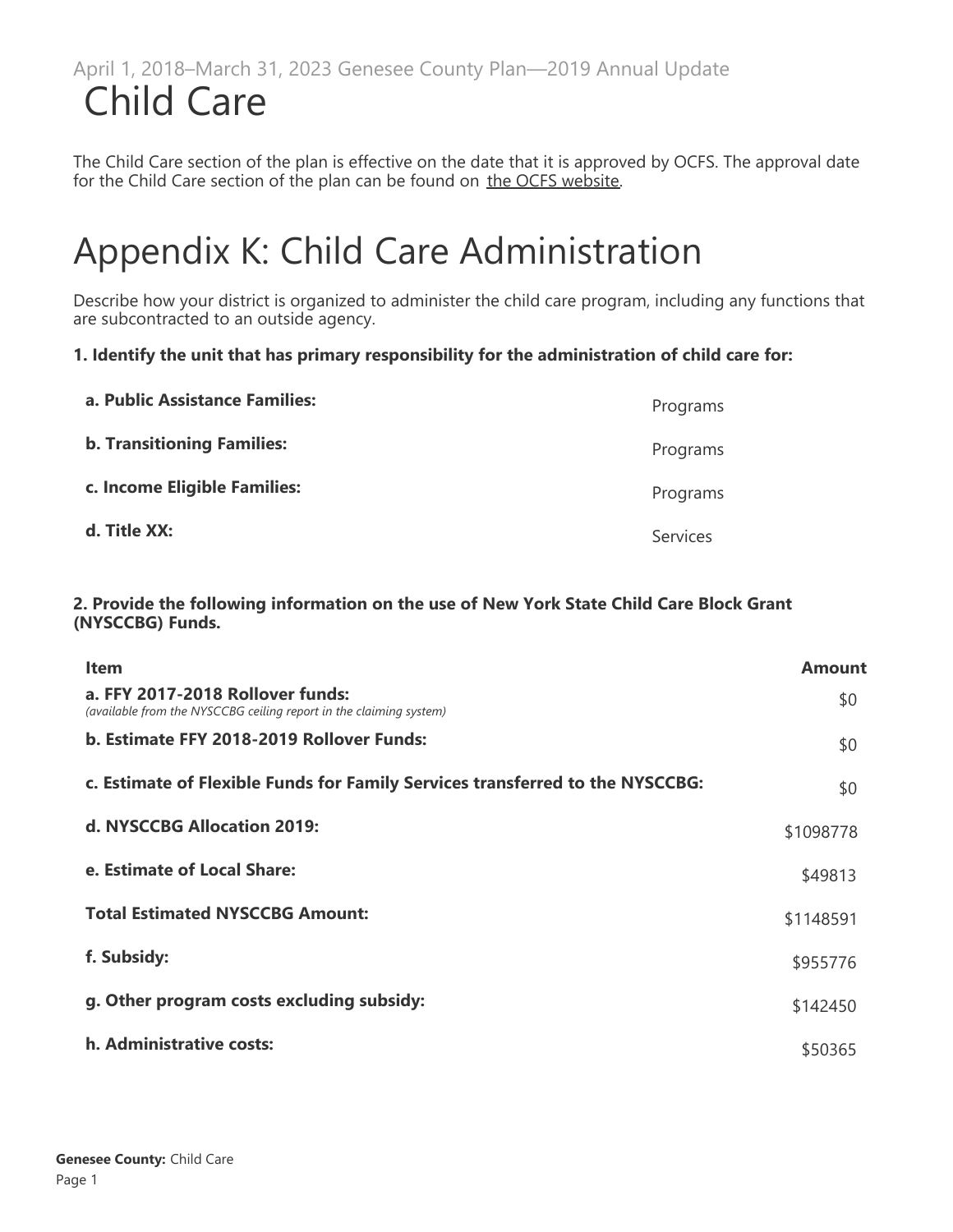April 1, 2018–March 31, 2023 Genesee County Plan—2019 Annual Update

# Child Care

The Child Care section of the plan is effective on the date that it is approved by OCFS. The approval date for the Child Care section of the plan can be found on the OCFS website.

# Appendix K: Child Care Administration

Describe how your district is organized to administer the child care program, including any functions that are subcontracted to an outside agency.

**1. Identify the unit that has primary responsibility for the administration of child care for:**

| | |
|---|---|
| **a. Public Assistance Families:** | Programs |
| **b. Transitioning Families:** | Programs |
| **c. Income Eligible Families:** | Programs |
| **d. Title XX:** | Services |

**2. Provide the following information on the use of New York State Child Care Block Grant (NYSCCBG) Funds.**

| Item | Amount |
|---|---|
| **a. FFY 2017-2018 Rollover funds:** *(available from the NYSCCBG ceiling report in the claiming system)* | $0 |
| **b. Estimate FFY 2018-2019 Rollover Funds:** | $0 |
| **c. Estimate of Flexible Funds for Family Services transferred to the NYSCCBG:** | $0 |
| **d. NYSCCBG Allocation 2019:** | $1098778 |
| **e. Estimate of Local Share:** | $49813 |
| **Total Estimated NYSCCBG Amount:** | $1148591 |
| **f. Subsidy:** | $955776 |
| **g. Other program costs excluding subsidy:** | $142450 |
| **h. Administrative costs:** | $50365 |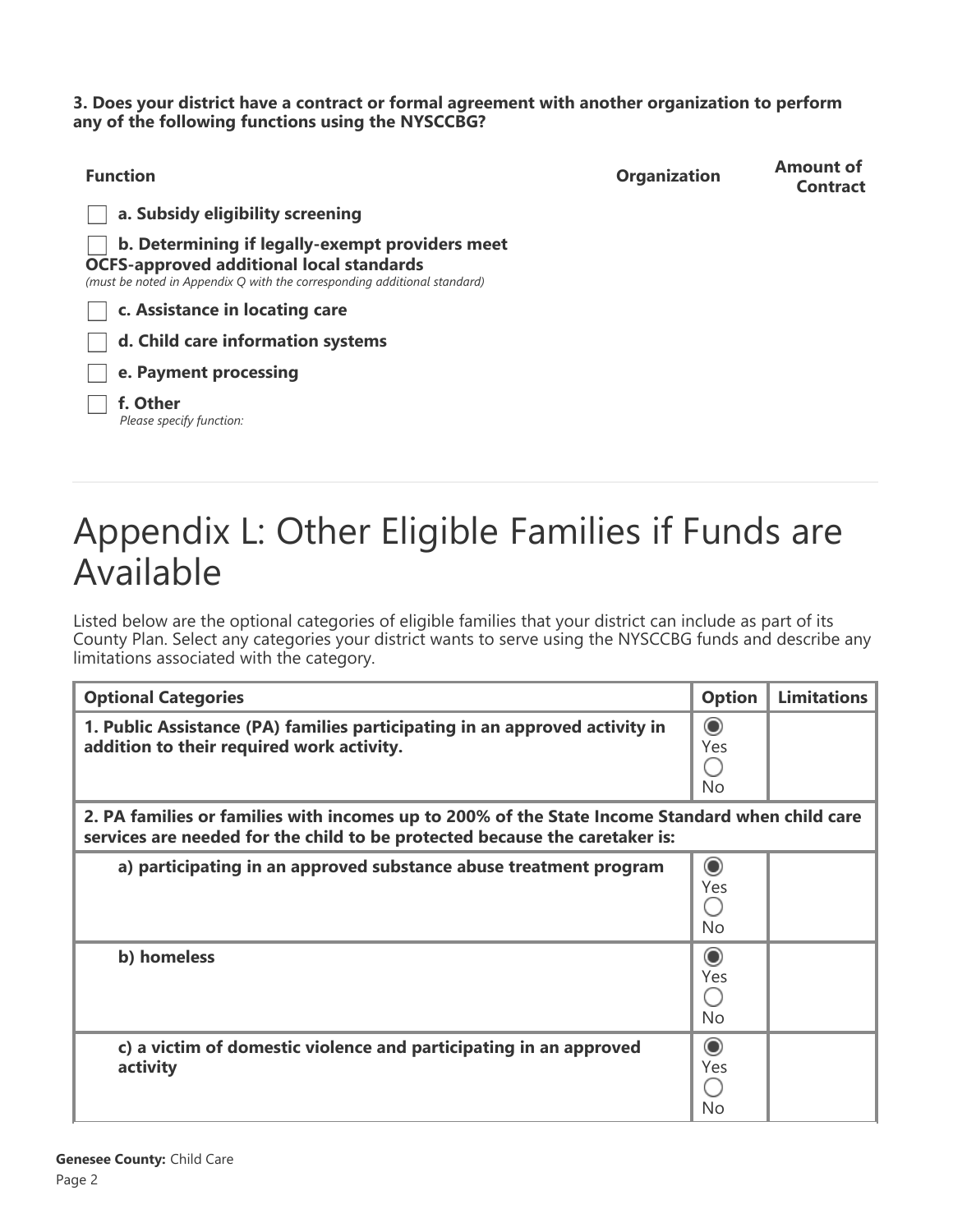**3. Does your district have a contract or formal agreement with another organization to perform any of the following functions using the NYSCCBG?**

| Function | Organization | Amount of Contract |
|---|---|---|
| ☐ **a. Subsidy eligibility screening** | | |
| ☐ **b. Determining if legally-exempt providers meet OCFS-approved additional local standards** *(must be noted in Appendix Q with the corresponding additional standard)* | | |
| ☐ **c. Assistance in locating care** | | |
| ☐ **d. Child care information systems** | | |
| ☐ **e. Payment processing** | | |
| ☐ **f. Other** *Please specify function:* | | |

# Appendix L: Other Eligible Families if Funds are Available

Listed below are the optional categories of eligible families that your district can include as part of its County Plan. Select any categories your district wants to serve using the NYSCCBG funds and describe any limitations associated with the category.

| Optional Categories | Option | Limitations |
|---|---|---|
| **1. Public Assistance (PA) families participating in an approved activity in addition to their required work activity.** | ◉ Yes ○ No | |
| **2. PA families or families with incomes up to 200% of the State Income Standard when child care services are needed for the child to be protected because the caretaker is:** | | |
| **a) participating in an approved substance abuse treatment program** | ◉ Yes ○ No | |
| **b) homeless** | ◉ Yes ○ No | |
| **c) a victim of domestic violence and participating in an approved activity** | ◉ Yes ○ No | |

**Genesee County:** Child Care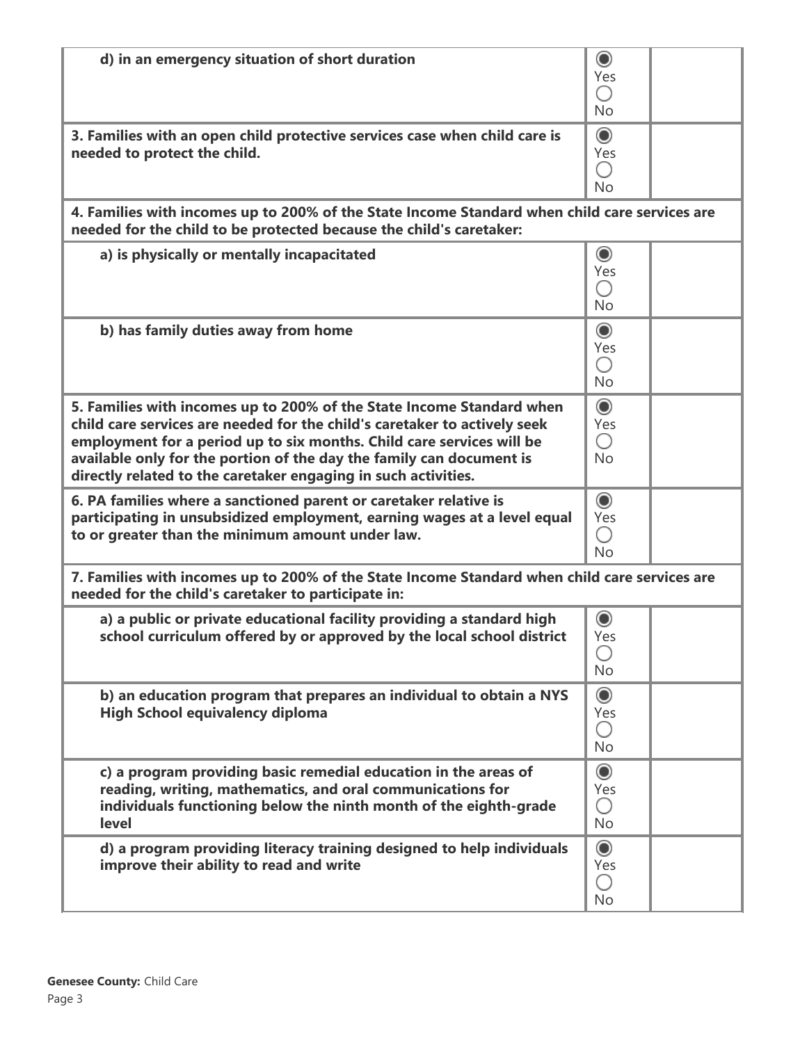| | | |
|---|---|---|
| **d) in an emergency situation of short duration** | ◉ Yes ○ No | |
| **3. Families with an open child protective services case when child care is needed to protect the child.** | ◉ Yes ○ No | |
| **4. Families with incomes up to 200% of the State Income Standard when child care services are needed for the child to be protected because the child's caretaker:** | | |
| **a) is physically or mentally incapacitated** | ◉ Yes ○ No | |
| **b) has family duties away from home** | ◉ Yes ○ No | |
| **5. Families with incomes up to 200% of the State Income Standard when child care services are needed for the child's caretaker to actively seek employment for a period up to six months. Child care services will be available only for the portion of the day the family can document is directly related to the caretaker engaging in such activities.** | ◉ Yes ○ No | |
| **6. PA families where a sanctioned parent or caretaker relative is participating in unsubsidized employment, earning wages at a level equal to or greater than the minimum amount under law.** | ◉ Yes ○ No | |
| **7. Families with incomes up to 200% of the State Income Standard when child care services are needed for the child's caretaker to participate in:** | | |
| **a) a public or private educational facility providing a standard high school curriculum offered by or approved by the local school district** | ◉ Yes ○ No | |
| **b) an education program that prepares an individual to obtain a NYS High School equivalency diploma** | ◉ Yes ○ No | |
| **c) a program providing basic remedial education in the areas of reading, writing, mathematics, and oral communications for individuals functioning below the ninth month of the eighth-grade level** | ◉ Yes ○ No | |
| **d) a program providing literacy training designed to help individuals improve their ability to read and write** | ◉ Yes ○ No | |

**Genesee County:** Child Care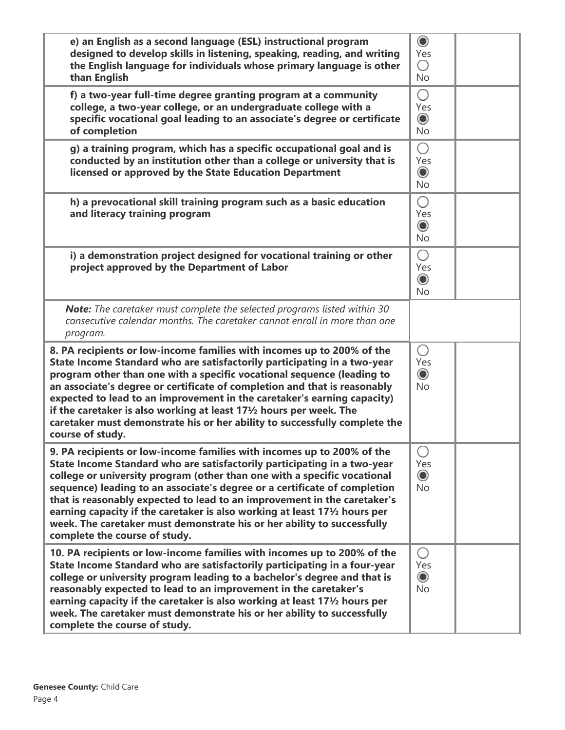| | | |
|---|---|---|
| **e) an English as a second language (ESL) instructional program designed to develop skills in listening, speaking, reading, and writing the English language for individuals whose primary language is other than English** | ◉ Yes ◯ No | |
| **f) a two-year full-time degree granting program at a community college, a two-year college, or an undergraduate college with a specific vocational goal leading to an associate's degree or certificate of completion** | ◯ Yes ◉ No | |
| **g) a training program, which has a specific occupational goal and is conducted by an institution other than a college or university that is licensed or approved by the State Education Department** | ◯ Yes ◉ No | |
| **h) a prevocational skill training program such as a basic education and literacy training program** | ◯ Yes ◉ No | |
| **i) a demonstration project designed for vocational training or other project approved by the Department of Labor** | ◯ Yes ◉ No | |
| ***Note:*** *The caretaker must complete the selected programs listed within 30 consecutive calendar months. The caretaker cannot enroll in more than one program.* | | |
| **8. PA recipients or low-income families with incomes up to 200% of the State Income Standard who are satisfactorily participating in a two-year program other than one with a specific vocational sequence (leading to an associate's degree or certificate of completion and that is reasonably expected to lead to an improvement in the caretaker's earning capacity) if the caretaker is also working at least 17½ hours per week. The caretaker must demonstrate his or her ability to successfully complete the course of study.** | ◯ Yes ◉ No | |
| **9. PA recipients or low-income families with incomes up to 200% of the State Income Standard who are satisfactorily participating in a two-year college or university program (other than one with a specific vocational sequence) leading to an associate's degree or a certificate of completion that is reasonably expected to lead to an improvement in the caretaker's earning capacity if the caretaker is also working at least 17½ hours per week. The caretaker must demonstrate his or her ability to successfully complete the course of study.** | ◯ Yes ◉ No | |
| **10. PA recipients or low-income families with incomes up to 200% of the State Income Standard who are satisfactorily participating in a four-year college or university program leading to a bachelor's degree and that is reasonably expected to lead to an improvement in the caretaker's earning capacity if the caretaker is also working at least 17½ hours per week. The caretaker must demonstrate his or her ability to successfully complete the course of study.** | ◯ Yes ◉ No | |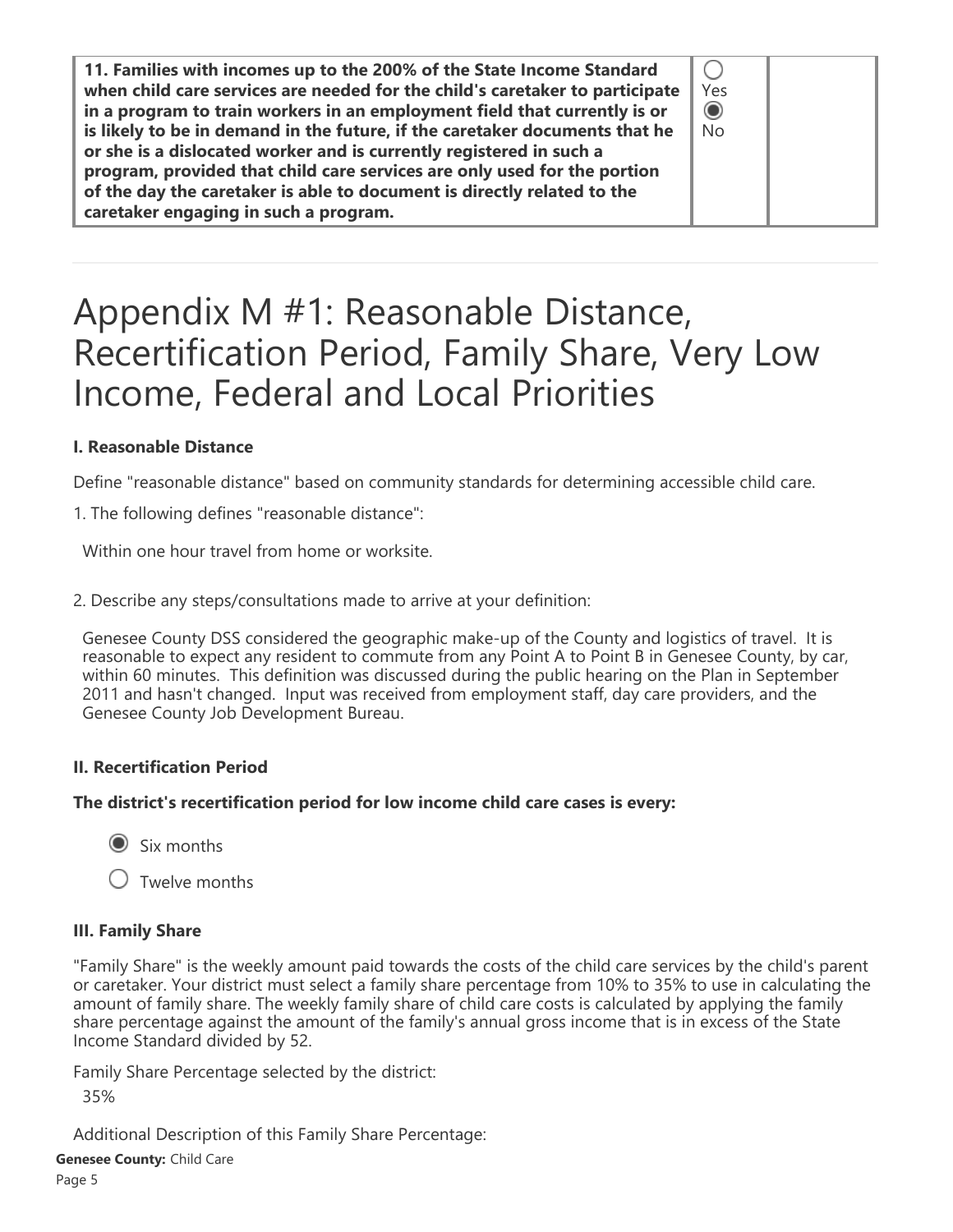| 11. Families with incomes up to the 200% of the State Income Standard when child care services are needed for the child's caretaker to participate in a program to train workers in an employment field that currently is or is likely to be in demand in the future, if the caretaker documents that he or she is a dislocated worker and is currently registered in such a program, provided that child care services are only used for the portion of the day the caretaker is able to document is directly related to the caretaker engaging in such a program. | ○ Yes ◉ No | |
|---|---|---|

# Appendix M #1: Reasonable Distance, Recertification Period, Family Share, Very Low Income, Federal and Local Priorities

**I. Reasonable Distance**

Define "reasonable distance" based on community standards for determining accessible child care.

1. The following defines "reasonable distance":

Within one hour travel from home or worksite.

2. Describe any steps/consultations made to arrive at your definition:

Genesee County DSS considered the geographic make-up of the County and logistics of travel. It is reasonable to expect any resident to commute from any Point A to Point B in Genesee County, by car, within 60 minutes. This definition was discussed during the public hearing on the Plan in September 2011 and hasn't changed. Input was received from employment staff, day care providers, and the Genesee County Job Development Bureau.

**II. Recertification Period**

**The district's recertification period for low income child care cases is every:**

- ◉ Six months
- ○ Twelve months

**III. Family Share**

"Family Share" is the weekly amount paid towards the costs of the child care services by the child's parent or caretaker. Your district must select a family share percentage from 10% to 35% to use in calculating the amount of family share. The weekly family share of child care costs is calculated by applying the family share percentage against the amount of the family's annual gross income that is in excess of the State Income Standard divided by 52.

Family Share Percentage selected by the district:

35%

Additional Description of this Family Share Percentage: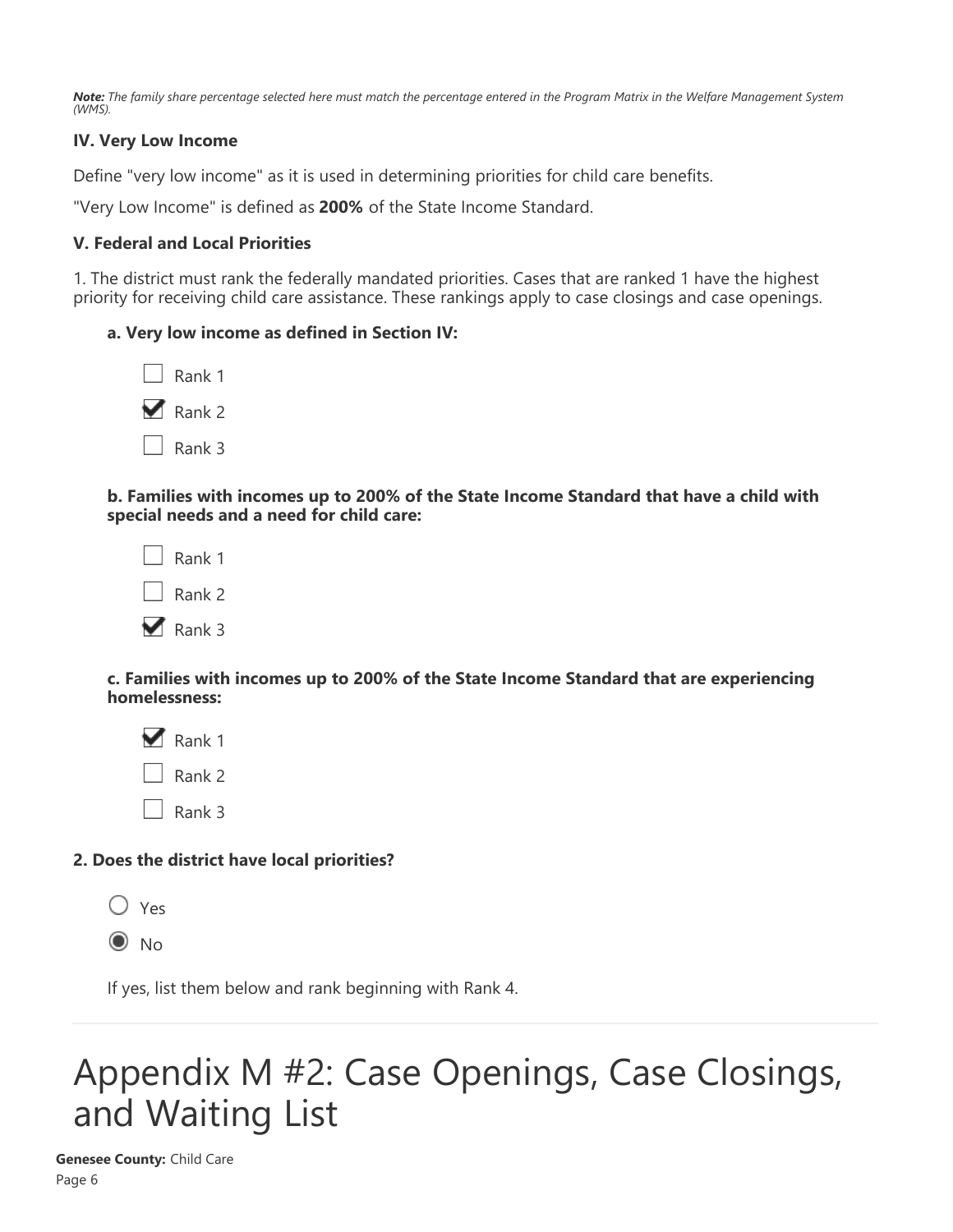***Note:*** *The family share percentage selected here must match the percentage entered in the Program Matrix in the Welfare Management System (WMS).*

### IV. Very Low Income

Define "very low income" as it is used in determining priorities for child care benefits.

"Very Low Income" is defined as **200%** of the State Income Standard.

### V. Federal and Local Priorities

1. The district must rank the federally mandated priorities. Cases that are ranked 1 have the highest priority for receiving child care assistance. These rankings apply to case closings and case openings.

**a. Very low income as defined in Section IV:**

- [ ] Rank 1
- [x] Rank 2
- [ ] Rank 3

**b. Families with incomes up to 200% of the State Income Standard that have a child with special needs and a need for child care:**

- [ ] Rank 1
- [ ] Rank 2
- [x] Rank 3

**c. Families with incomes up to 200% of the State Income Standard that are experiencing homelessness:**

- [x] Rank 1
- [ ] Rank 2
- [ ] Rank 3

**2. Does the district have local priorities?**

- ( ) Yes
- (•) No

If yes, list them below and rank beginning with Rank 4.

---

# Appendix M #2: Case Openings, Case Closings, and Waiting List

**Genesee County:** Child Care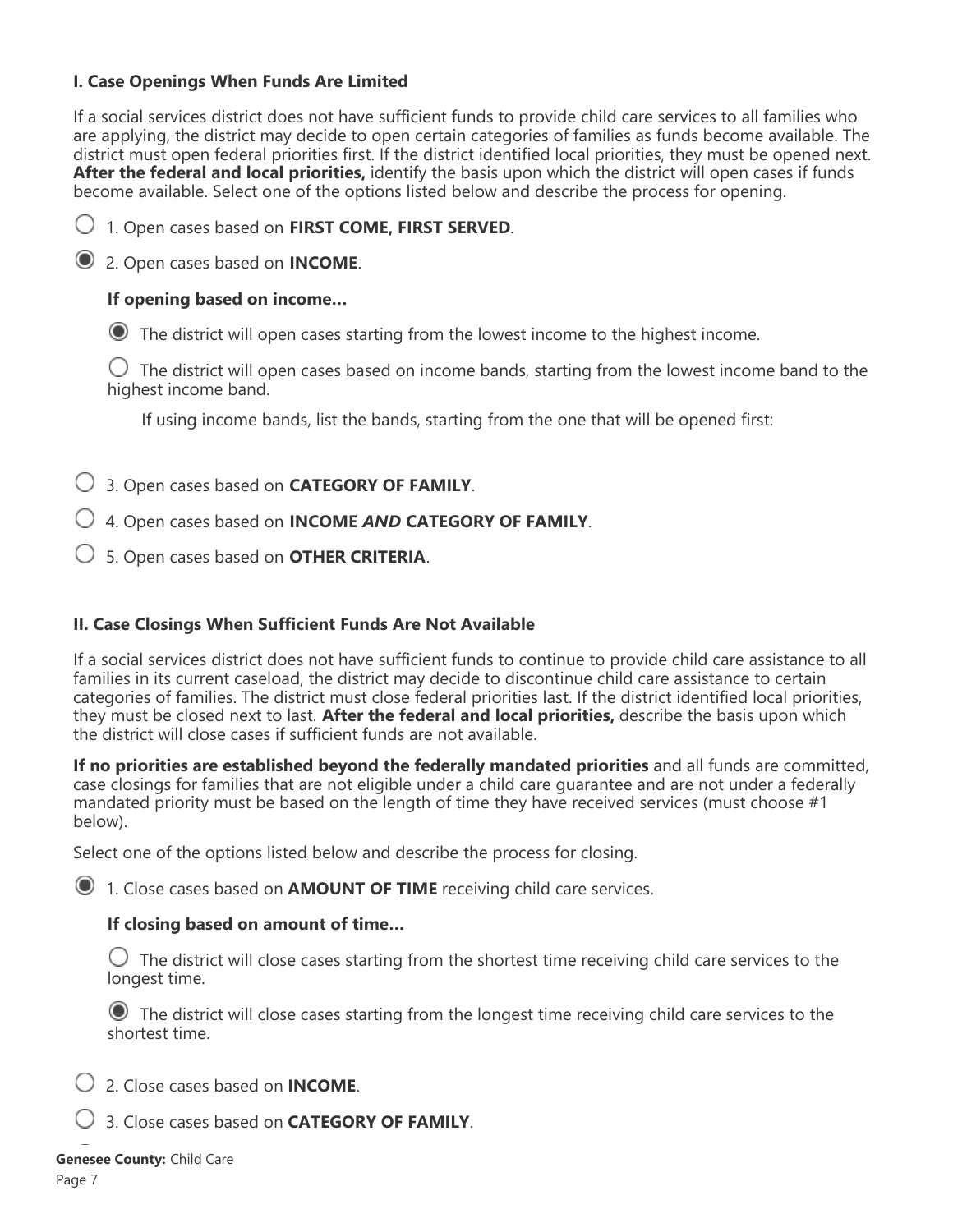### I. Case Openings When Funds Are Limited

If a social services district does not have sufficient funds to provide child care services to all families who are applying, the district may decide to open certain categories of families as funds become available. The district must open federal priorities first. If the district identified local priorities, they must be opened next. **After the federal and local priorities,** identify the basis upon which the district will open cases if funds become available. Select one of the options listed below and describe the process for opening.

○ 1. Open cases based on **FIRST COME, FIRST SERVED**.

◉ 2. Open cases based on **INCOME**.

**If opening based on income…**

◉ The district will open cases starting from the lowest income to the highest income.

○ The district will open cases based on income bands, starting from the lowest income band to the highest income band.

If using income bands, list the bands, starting from the one that will be opened first:

○ 3. Open cases based on **CATEGORY OF FAMILY**.

○ 4. Open cases based on **INCOME *AND* CATEGORY OF FAMILY**.

○ 5. Open cases based on **OTHER CRITERIA**.

### II. Case Closings When Sufficient Funds Are Not Available

If a social services district does not have sufficient funds to continue to provide child care assistance to all families in its current caseload, the district may decide to discontinue child care assistance to certain categories of families. The district must close federal priorities last. If the district identified local priorities, they must be closed next to last. **After the federal and local priorities,** describe the basis upon which the district will close cases if sufficient funds are not available.

**If no priorities are established beyond the federally mandated priorities** and all funds are committed, case closings for families that are not eligible under a child care guarantee and are not under a federally mandated priority must be based on the length of time they have received services (must choose #1 below).

Select one of the options listed below and describe the process for closing.

◉ 1. Close cases based on **AMOUNT OF TIME** receiving child care services.

**If closing based on amount of time…**

○ The district will close cases starting from the shortest time receiving child care services to the longest time.

◉ The district will close cases starting from the longest time receiving child care services to the shortest time.

○ 2. Close cases based on **INCOME**.

○ 3. Close cases based on **CATEGORY OF FAMILY**.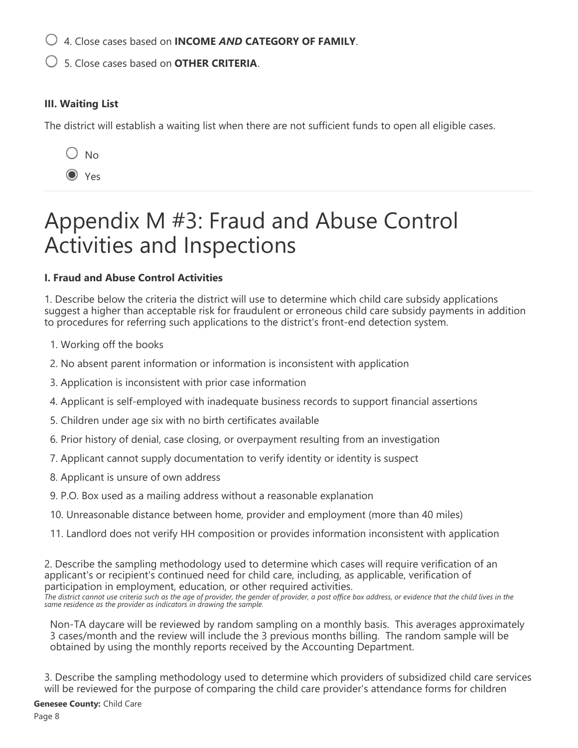- ○ 4. Close cases based on **INCOME *AND* CATEGORY OF FAMILY**.
- ○ 5. Close cases based on **OTHER CRITERIA**.

**III. Waiting List**

The district will establish a waiting list when there are not sufficient funds to open all eligible cases.

- ○ No
- ◉ Yes

# Appendix M #3: Fraud and Abuse Control Activities and Inspections

**I. Fraud and Abuse Control Activities**

1. Describe below the criteria the district will use to determine which child care subsidy applications suggest a higher than acceptable risk for fraudulent or erroneous child care subsidy payments in addition to procedures for referring such applications to the district's front-end detection system.

   1. Working off the books
   2. No absent parent information or information is inconsistent with application
   3. Application is inconsistent with prior case information
   4. Applicant is self-employed with inadequate business records to support financial assertions
   5. Children under age six with no birth certificates available
   6. Prior history of denial, case closing, or overpayment resulting from an investigation
   7. Applicant cannot supply documentation to verify identity or identity is suspect
   8. Applicant is unsure of own address
   9. P.O. Box used as a mailing address without a reasonable explanation
   10. Unreasonable distance between home, provider and employment (more than 40 miles)
   11. Landlord does not verify HH composition or provides information inconsistent with application

2. Describe the sampling methodology used to determine which cases will require verification of an applicant's or recipient's continued need for child care, including, as applicable, verification of participation in employment, education, or other required activities.
*The district cannot use criteria such as the age of provider, the gender of provider, a post office box address, or evidence that the child lives in the same residence as the provider as indicators in drawing the sample.*

   Non-TA daycare will be reviewed by random sampling on a monthly basis. This averages approximately 3 cases/month and the review will include the 3 previous months billing. The random sample will be obtained by using the monthly reports received by the Accounting Department.

3. Describe the sampling methodology used to determine which providers of subsidized child care services will be reviewed for the purpose of comparing the child care provider's attendance forms for children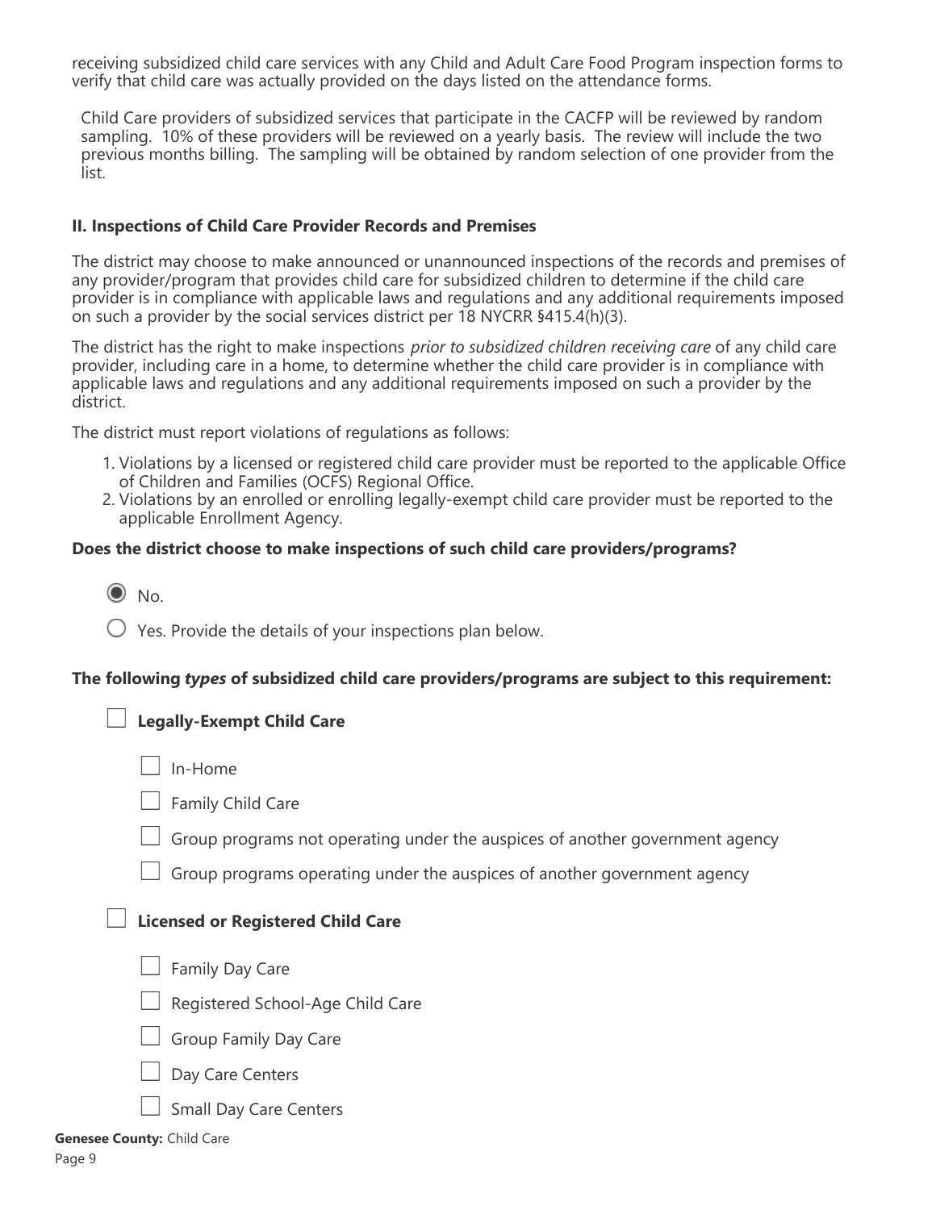receiving subsidized child care services with any Child and Adult Care Food Program inspection forms to verify that child care was actually provided on the days listed on the attendance forms.

Child Care providers of subsidized services that participate in the CACFP will be reviewed by random sampling. 10% of these providers will be reviewed on a yearly basis. The review will include the two previous months billing. The sampling will be obtained by random selection of one provider from the list.

### II. Inspections of Child Care Provider Records and Premises

The district may choose to make announced or unannounced inspections of the records and premises of any provider/program that provides child care for subsidized children to determine if the child care provider is in compliance with applicable laws and regulations and any additional requirements imposed on such a provider by the social services district per 18 NYCRR §415.4(h)(3).

The district has the right to make inspections *prior to subsidized children receiving care* of any child care provider, including care in a home, to determine whether the child care provider is in compliance with applicable laws and regulations and any additional requirements imposed on such a provider by the district.

The district must report violations of regulations as follows:

1. Violations by a licensed or registered child care provider must be reported to the applicable Office of Children and Families (OCFS) Regional Office.
2. Violations by an enrolled or enrolling legally-exempt child care provider must be reported to the applicable Enrollment Agency.

**Does the district choose to make inspections of such child care providers/programs?**

- (●) No.
- ( ) Yes. Provide the details of your inspections plan below.

**The following *types* of subsidized child care providers/programs are subject to this requirement:**

- [ ] **Legally-Exempt Child Care**
  - [ ] In-Home
  - [ ] Family Child Care
  - [ ] Group programs not operating under the auspices of another government agency
  - [ ] Group programs operating under the auspices of another government agency
- [ ] **Licensed or Registered Child Care**
  - [ ] Family Day Care
  - [ ] Registered School-Age Child Care
  - [ ] Group Family Day Care
  - [ ] Day Care Centers
  - [ ] Small Day Care Centers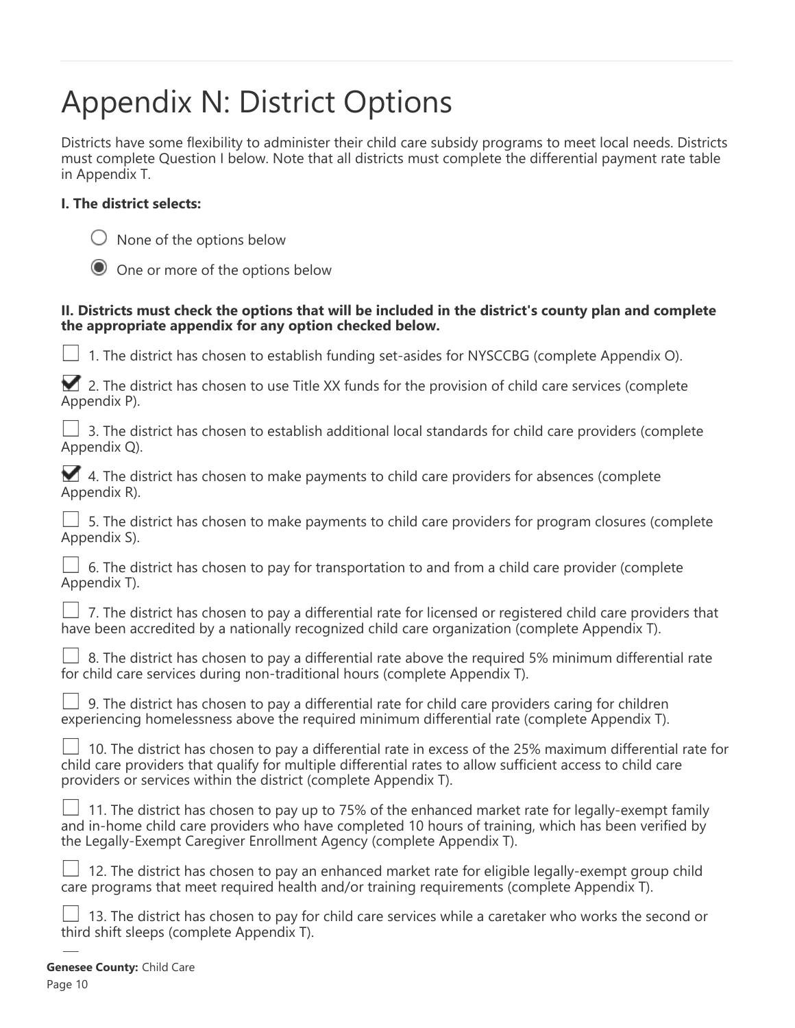# Appendix N: District Options

Districts have some flexibility to administer their child care subsidy programs to meet local needs. Districts must complete Question I below. Note that all districts must complete the differential payment rate table in Appendix T.

**I. The district selects:**

- ○ None of the options below
- ◉ One or more of the options below

**II. Districts must check the options that will be included in the district's county plan and complete the appropriate appendix for any option checked below.**

- ☐ 1. The district has chosen to establish funding set-asides for NYSCCBG (complete Appendix O).
- ☑ 2. The district has chosen to use Title XX funds for the provision of child care services (complete Appendix P).
- ☐ 3. The district has chosen to establish additional local standards for child care providers (complete Appendix Q).
- ☑ 4. The district has chosen to make payments to child care providers for absences (complete Appendix R).
- ☐ 5. The district has chosen to make payments to child care providers for program closures (complete Appendix S).
- ☐ 6. The district has chosen to pay for transportation to and from a child care provider (complete Appendix T).
- ☐ 7. The district has chosen to pay a differential rate for licensed or registered child care providers that have been accredited by a nationally recognized child care organization (complete Appendix T).
- ☐ 8. The district has chosen to pay a differential rate above the required 5% minimum differential rate for child care services during non-traditional hours (complete Appendix T).
- ☐ 9. The district has chosen to pay a differential rate for child care providers caring for children experiencing homelessness above the required minimum differential rate (complete Appendix T).
- ☐ 10. The district has chosen to pay a differential rate in excess of the 25% maximum differential rate for child care providers that qualify for multiple differential rates to allow sufficient access to child care providers or services within the district (complete Appendix T).
- ☐ 11. The district has chosen to pay up to 75% of the enhanced market rate for legally-exempt family and in-home child care providers who have completed 10 hours of training, which has been verified by the Legally-Exempt Caregiver Enrollment Agency (complete Appendix T).
- ☐ 12. The district has chosen to pay an enhanced market rate for eligible legally-exempt group child care programs that meet required health and/or training requirements (complete Appendix T).
- ☐ 13. The district has chosen to pay for child care services while a caretaker who works the second or third shift sleeps (complete Appendix T).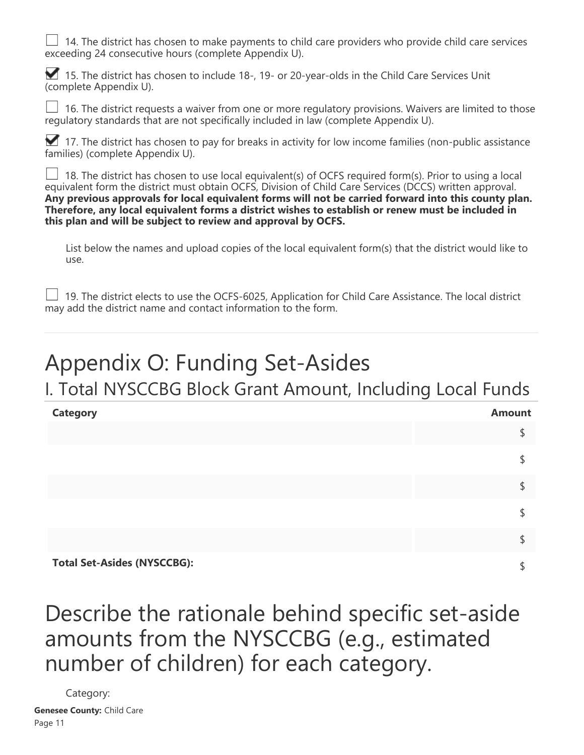☐ 14. The district has chosen to make payments to child care providers who provide child care services exceeding 24 consecutive hours (complete Appendix U).

☑ 15. The district has chosen to include 18-, 19- or 20-year-olds in the Child Care Services Unit (complete Appendix U).

☐ 16. The district requests a waiver from one or more regulatory provisions. Waivers are limited to those regulatory standards that are not specifically included in law (complete Appendix U).

☑ 17. The district has chosen to pay for breaks in activity for low income families (non-public assistance families) (complete Appendix U).

☐ 18. The district has chosen to use local equivalent(s) of OCFS required form(s). Prior to using a local equivalent form the district must obtain OCFS, Division of Child Care Services (DCCS) written approval. **Any previous approvals for local equivalent forms will not be carried forward into this county plan. Therefore, any local equivalent forms a district wishes to establish or renew must be included in this plan and will be subject to review and approval by OCFS.**

List below the names and upload copies of the local equivalent form(s) that the district would like to use.

☐ 19. The district elects to use the OCFS-6025, Application for Child Care Assistance. The local district may add the district name and contact information to the form.

# Appendix O: Funding Set-Asides

## I. Total NYSCCBG Block Grant Amount, Including Local Funds

| Category | Amount |
| --- | --- |
| | $ |
| | $ |
| | $ |
| | $ |
| | $ |
| **Total Set-Asides (NYSCCBG):** | $ |

# Describe the rationale behind specific set-aside amounts from the NYSCCBG (e.g., estimated number of children) for each category.

Category: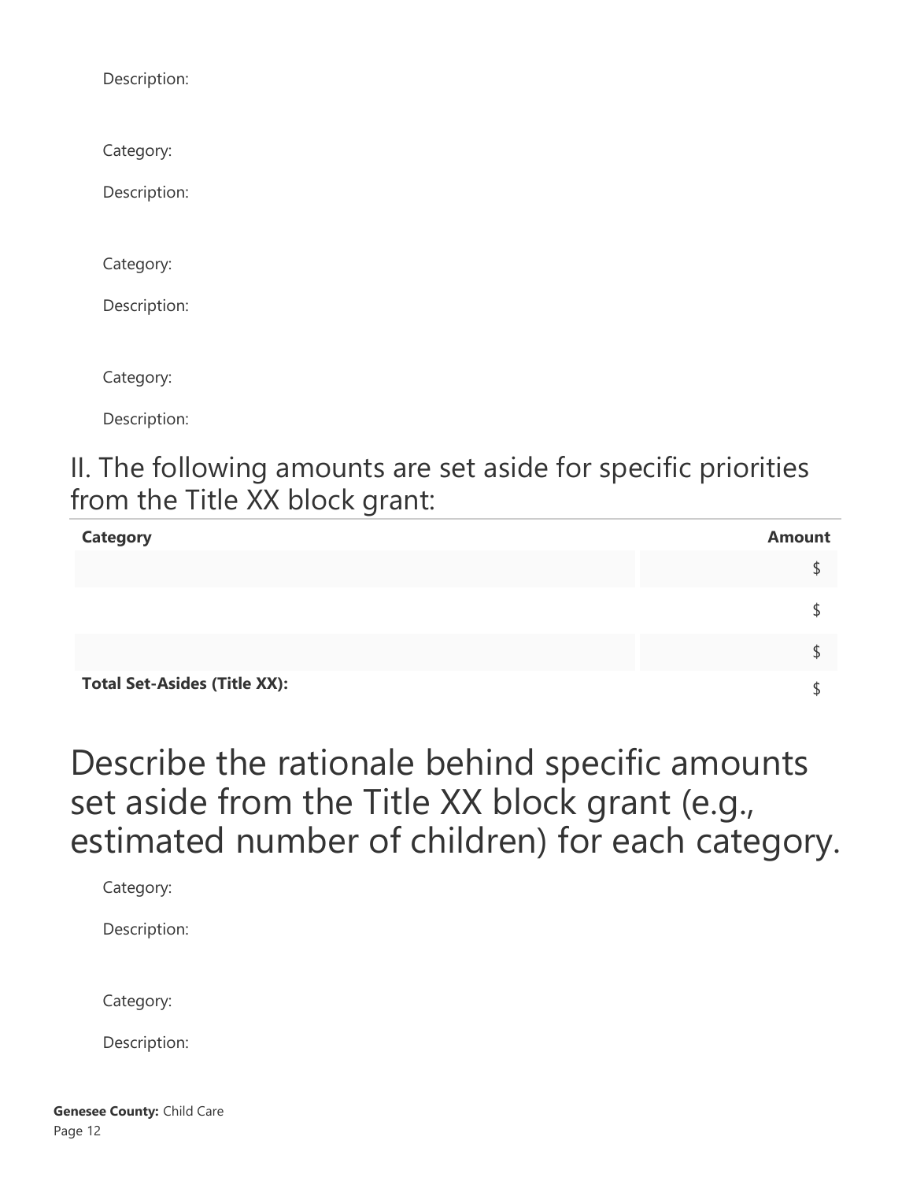Description:

Category:

Description:

Category:

Description:

Category:

Description:

## II. The following amounts are set aside for specific priorities from the Title XX block grant:

| Category | Amount |
| --- | --- |
| | $ |
| | $ |
| | $ |
| **Total Set-Asides (Title XX):** | $ |

# Describe the rationale behind specific amounts set aside from the Title XX block grant (e.g., estimated number of children) for each category.

Category:

Description:

Category:

Description: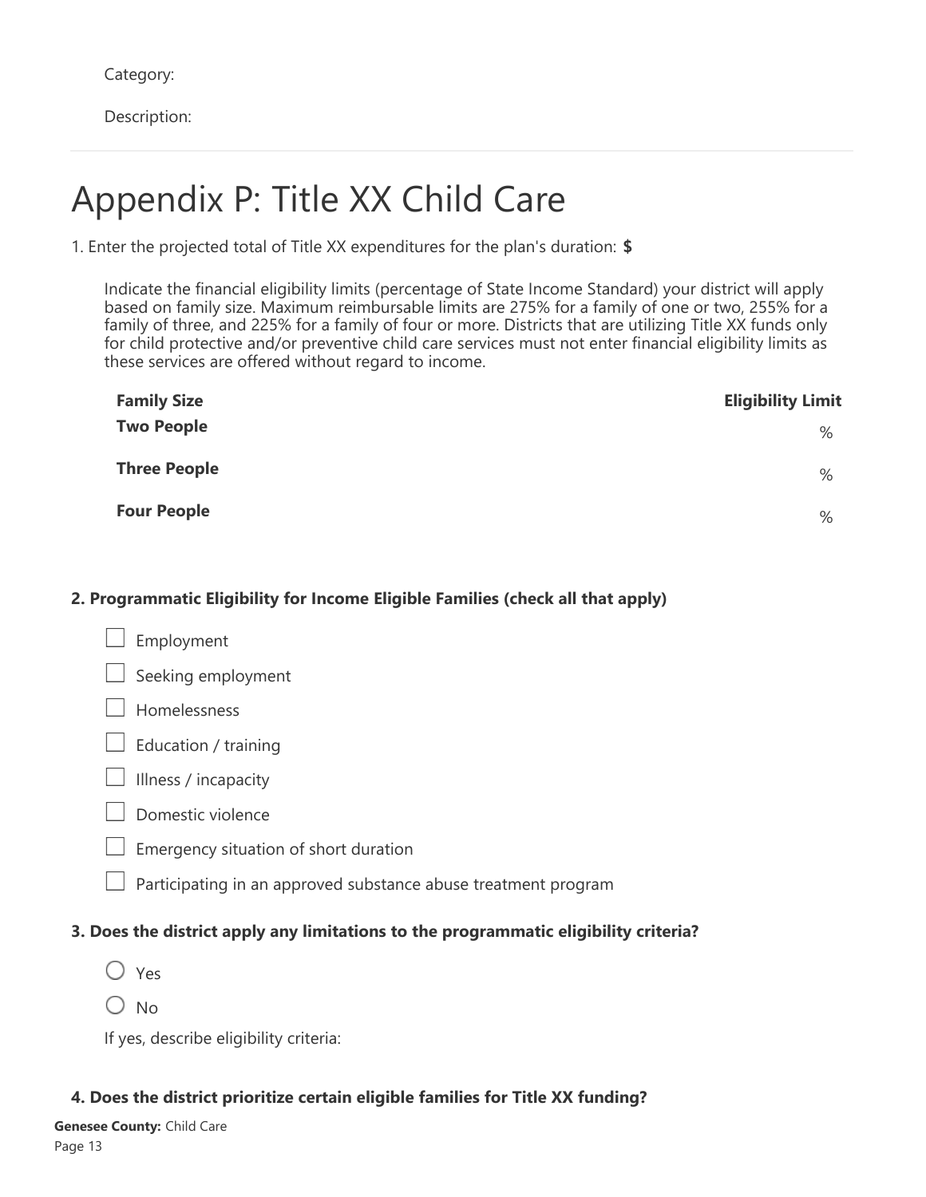Category:

Description:

---

# Appendix P: Title XX Child Care

1. Enter the projected total of Title XX expenditures for the plan's duration: **$**

Indicate the financial eligibility limits (percentage of State Income Standard) your district will apply based on family size. Maximum reimbursable limits are 275% for a family of one or two, 255% for a family of three, and 225% for a family of four or more. Districts that are utilizing Title XX funds only for child protective and/or preventive child care services must not enter financial eligibility limits as these services are offered without regard to income.

| Family Size | Eligibility Limit |
|---|---|
| **Two People** | % |
| **Three People** | % |
| **Four People** | % |

**2. Programmatic Eligibility for Income Eligible Families (check all that apply)**

- ☐ Employment
- ☐ Seeking employment
- ☐ Homelessness
- ☐ Education / training
- ☐ Illness / incapacity
- ☐ Domestic violence
- ☐ Emergency situation of short duration
- ☐ Participating in an approved substance abuse treatment program

**3. Does the district apply any limitations to the programmatic eligibility criteria?**

- ○ Yes
- ○ No

If yes, describe eligibility criteria:

**4. Does the district prioritize certain eligible families for Title XX funding?**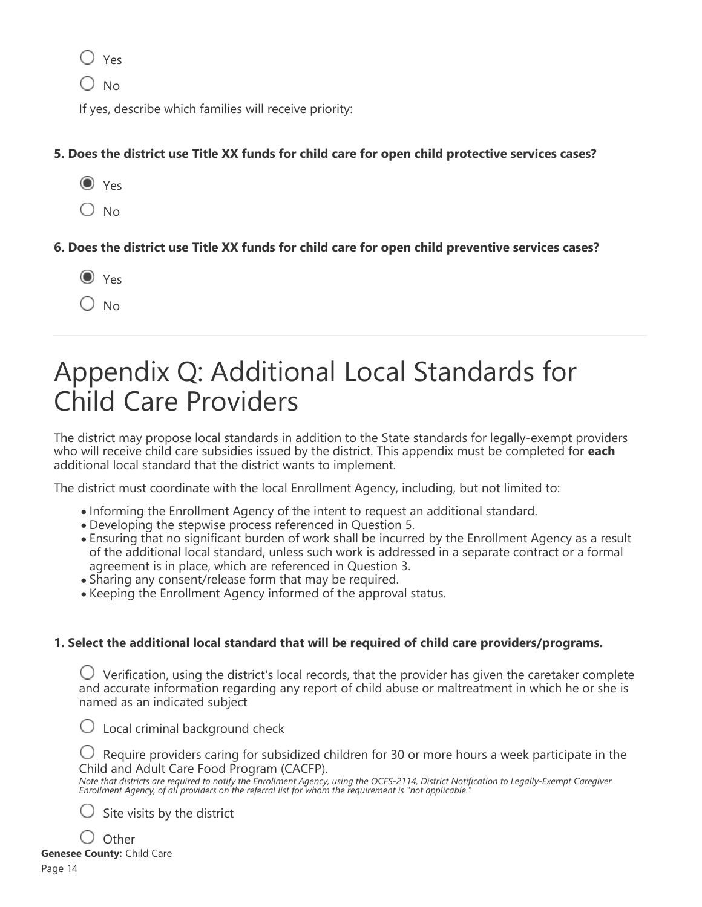- ○ Yes
- ○ No

If yes, describe which families will receive priority:

**5. Does the district use Title XX funds for child care for open child protective services cases?**

- ◉ Yes
- ○ No

**6. Does the district use Title XX funds for child care for open child preventive services cases?**

- ◉ Yes
- ○ No

---

# Appendix Q: Additional Local Standards for Child Care Providers

The district may propose local standards in addition to the State standards for legally-exempt providers who will receive child care subsidies issued by the district. This appendix must be completed for **each** additional local standard that the district wants to implement.

The district must coordinate with the local Enrollment Agency, including, but not limited to:

- Informing the Enrollment Agency of the intent to request an additional standard.
- Developing the stepwise process referenced in Question 5.
- Ensuring that no significant burden of work shall be incurred by the Enrollment Agency as a result of the additional local standard, unless such work is addressed in a separate contract or a formal agreement is in place, which are referenced in Question 3.
- Sharing any consent/release form that may be required.
- Keeping the Enrollment Agency informed of the approval status.

**1. Select the additional local standard that will be required of child care providers/programs.**

- ○ Verification, using the district's local records, that the provider has given the caretaker complete and accurate information regarding any report of child abuse or maltreatment in which he or she is named as an indicated subject
- ○ Local criminal background check
- ○ Require providers caring for subsidized children for 30 or more hours a week participate in the Child and Adult Care Food Program (CACFP).
  *Note that districts are required to notify the Enrollment Agency, using the OCFS-2114, District Notification to Legally-Exempt Caregiver Enrollment Agency, of all providers on the referral list for whom the requirement is "not applicable."*
- ○ Site visits by the district
- ○ Other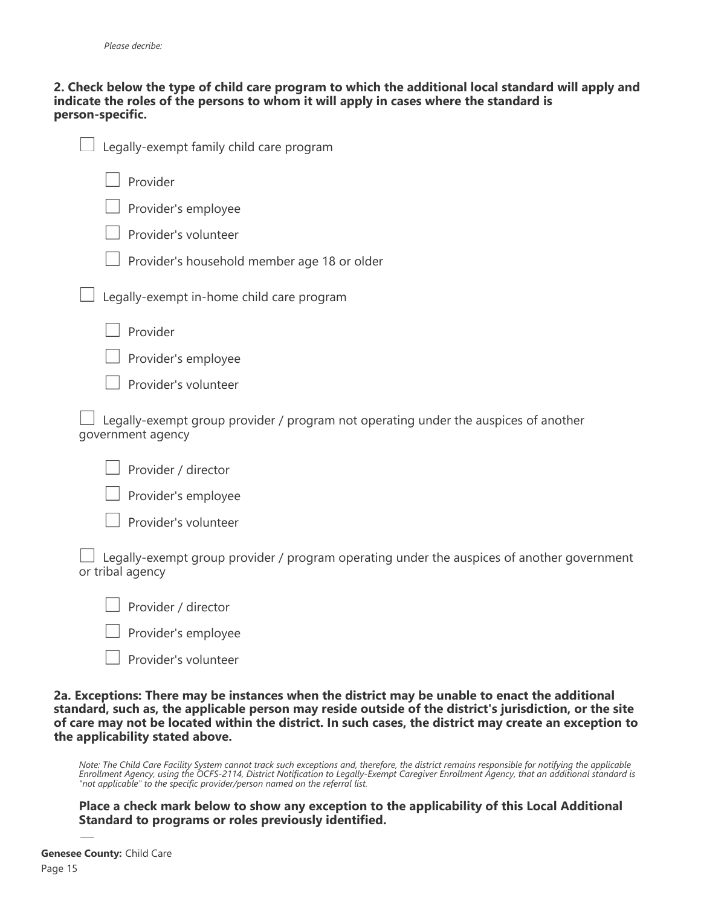*Please decribe:*

**2. Check below the type of child care program to which the additional local standard will apply and indicate the roles of the persons to whom it will apply in cases where the standard is person-specific.**

- [ ] Legally-exempt family child care program
  - [ ] Provider
  - [ ] Provider's employee
  - [ ] Provider's volunteer
  - [ ] Provider's household member age 18 or older
- [ ] Legally-exempt in-home child care program
  - [ ] Provider
  - [ ] Provider's employee
  - [ ] Provider's volunteer
- [ ] Legally-exempt group provider / program not operating under the auspices of another government agency
  - [ ] Provider / director
  - [ ] Provider's employee
  - [ ] Provider's volunteer
- [ ] Legally-exempt group provider / program operating under the auspices of another government or tribal agency
  - [ ] Provider / director
  - [ ] Provider's employee
  - [ ] Provider's volunteer

**2a. Exceptions: There may be instances when the district may be unable to enact the additional standard, such as, the applicable person may reside outside of the district's jurisdiction, or the site of care may not be located within the district. In such cases, the district may create an exception to the applicability stated above.**

*Note: The Child Care Facility System cannot track such exceptions and, therefore, the district remains responsible for notifying the applicable Enrollment Agency, using the OCFS-2114, District Notification to Legally-Exempt Caregiver Enrollment Agency, that an additional standard is "not applicable" to the specific provider/person named on the referral list.*

**Place a check mark below to show any exception to the applicability of this Local Additional Standard to programs or roles previously identified.**

**Genesee County:** Child Care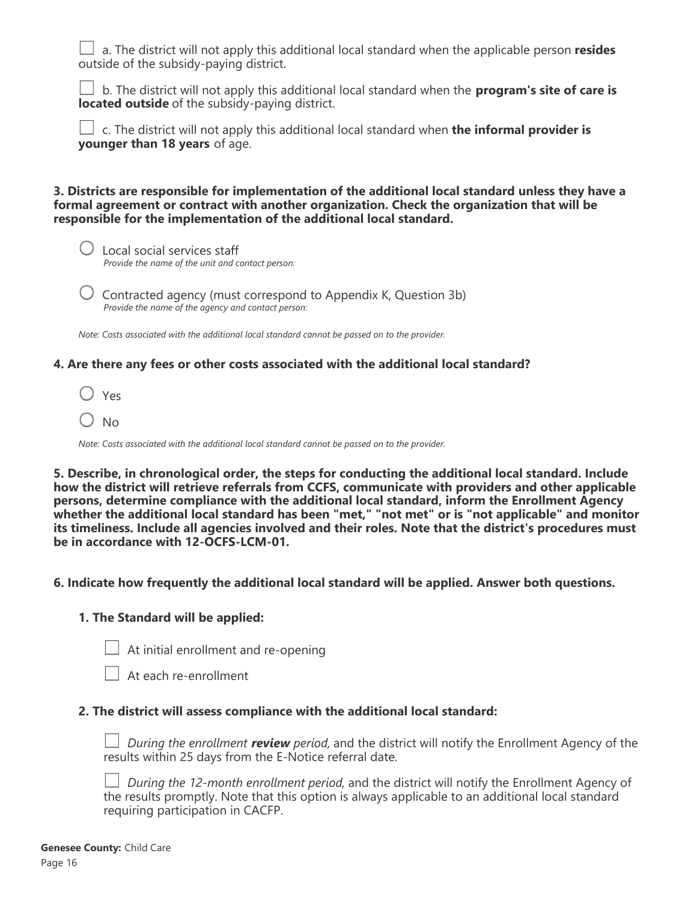☐ a. The district will not apply this additional local standard when the applicable person **resides** outside of the subsidy-paying district.

☐ b. The district will not apply this additional local standard when the **program's site of care is located outside** of the subsidy-paying district.

☐ c. The district will not apply this additional local standard when **the informal provider is younger than 18 years** of age.

**3. Districts are responsible for implementation of the additional local standard unless they have a formal agreement or contract with another organization. Check the organization that will be responsible for the implementation of the additional local standard.**

○ Local social services staff
*Provide the name of the unit and contact person:*

○ Contracted agency (must correspond to Appendix K, Question 3b)
*Provide the name of the agency and contact person:*

*Note: Costs associated with the additional local standard cannot be passed on to the provider.*

**4. Are there any fees or other costs associated with the additional local standard?**

○ Yes

○ No

*Note: Costs associated with the additional local standard cannot be passed on to the provider.*

**5. Describe, in chronological order, the steps for conducting the additional local standard. Include how the district will retrieve referrals from CCFS, communicate with providers and other applicable persons, determine compliance with the additional local standard, inform the Enrollment Agency whether the additional local standard has been "met," "not met" or is "not applicable" and monitor its timeliness. Include all agencies involved and their roles. Note that the district's procedures must be in accordance with 12-OCFS-LCM-01.**

**6. Indicate how frequently the additional local standard will be applied. Answer both questions.**

**1. The Standard will be applied:**

☐ At initial enrollment and re-opening

☐ At each re-enrollment

**2. The district will assess compliance with the additional local standard:**

☐ *During the enrollment **review** period,* and the district will notify the Enrollment Agency of the results within 25 days from the E-Notice referral date.

☐ *During the 12-month enrollment period,* and the district will notify the Enrollment Agency of the results promptly. Note that this option is always applicable to an additional local standard requiring participation in CACFP.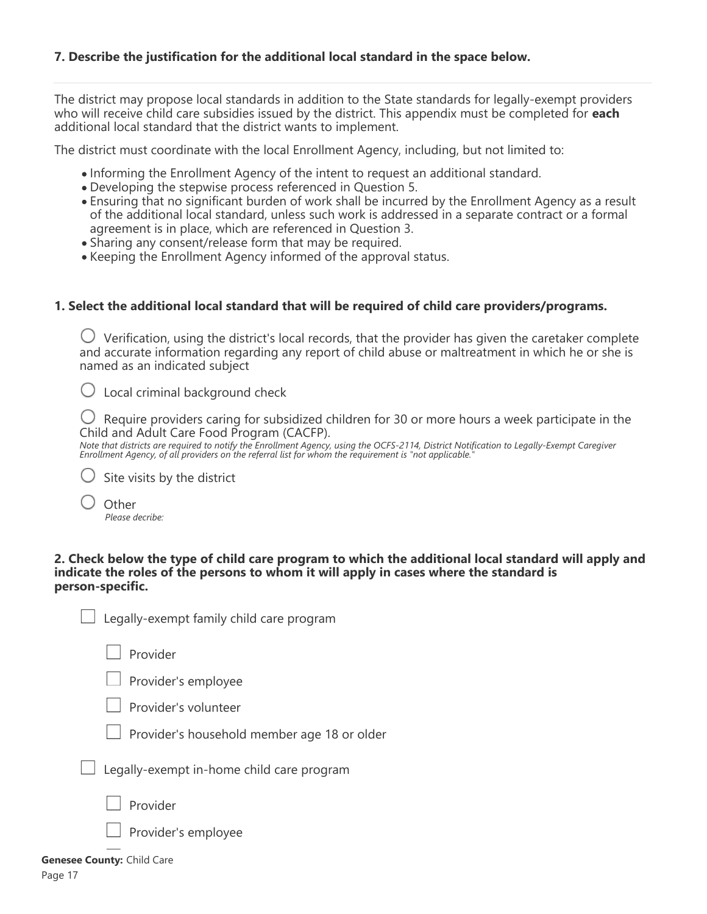**7. Describe the justification for the additional local standard in the space below.**

---

The district may propose local standards in addition to the State standards for legally-exempt providers who will receive child care subsidies issued by the district. This appendix must be completed for **each** additional local standard that the district wants to implement.

The district must coordinate with the local Enrollment Agency, including, but not limited to:

- Informing the Enrollment Agency of the intent to request an additional standard.
- Developing the stepwise process referenced in Question 5.
- Ensuring that no significant burden of work shall be incurred by the Enrollment Agency as a result of the additional local standard, unless such work is addressed in a separate contract or a formal agreement is in place, which are referenced in Question 3.
- Sharing any consent/release form that may be required.
- Keeping the Enrollment Agency informed of the approval status.

**1. Select the additional local standard that will be required of child care providers/programs.**

○ Verification, using the district's local records, that the provider has given the caretaker complete and accurate information regarding any report of child abuse or maltreatment in which he or she is named as an indicated subject

○ Local criminal background check

○ Require providers caring for subsidized children for 30 or more hours a week participate in the Child and Adult Care Food Program (CACFP).
*Note that districts are required to notify the Enrollment Agency, using the OCFS-2114, District Notification to Legally-Exempt Caregiver Enrollment Agency, of all providers on the referral list for whom the requirement is "not applicable."*

○ Site visits by the district

○ Other
*Please decribe:*

**2. Check below the type of child care program to which the additional local standard will apply and indicate the roles of the persons to whom it will apply in cases where the standard is person-specific.**

☐ Legally-exempt family child care program

- ☐ Provider
- ☐ Provider's employee
- ☐ Provider's volunteer
- ☐ Provider's household member age 18 or older

☐ Legally-exempt in-home child care program

- ☐ Provider
- ☐ Provider's employee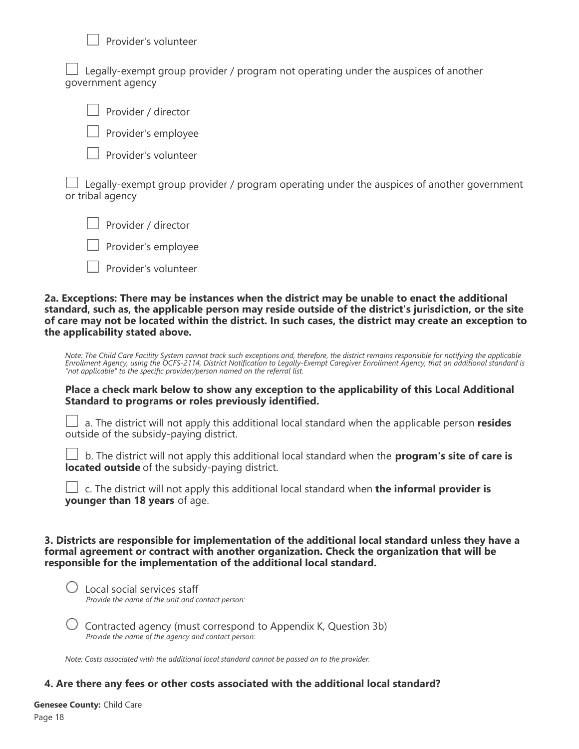- [ ] Provider's volunteer

- [ ] Legally-exempt group provider / program not operating under the auspices of another government agency

  - [ ] Provider / director
  - [ ] Provider's employee
  - [ ] Provider's volunteer

- [ ] Legally-exempt group provider / program operating under the auspices of another government or tribal agency

  - [ ] Provider / director
  - [ ] Provider's employee
  - [ ] Provider's volunteer

**2a. Exceptions: There may be instances when the district may be unable to enact the additional standard, such as, the applicable person may reside outside of the district's jurisdiction, or the site of care may not be located within the district. In such cases, the district may create an exception to the applicability stated above.**

*Note: The Child Care Facility System cannot track such exceptions and, therefore, the district remains responsible for notifying the applicable Enrollment Agency, using the OCFS-2114, District Notification to Legally-Exempt Caregiver Enrollment Agency, that an additional standard is "not applicable" to the specific provider/person named on the referral list.*

**Place a check mark below to show any exception to the applicability of this Local Additional Standard to programs or roles previously identified.**

- [ ] a. The district will not apply this additional local standard when the applicable person **resides** outside of the subsidy-paying district.

- [ ] b. The district will not apply this additional local standard when the **program's site of care is located outside** of the subsidy-paying district.

- [ ] c. The district will not apply this additional local standard when **the informal provider is younger than 18 years** of age.

**3. Districts are responsible for implementation of the additional local standard unless they have a formal agreement or contract with another organization. Check the organization that will be responsible for the implementation of the additional local standard.**

○ Local social services staff
*Provide the name of the unit and contact person:*

○ Contracted agency (must correspond to Appendix K, Question 3b)
*Provide the name of the agency and contact person:*

*Note: Costs associated with the additional local standard cannot be passed on to the provider.*

**4. Are there any fees or other costs associated with the additional local standard?**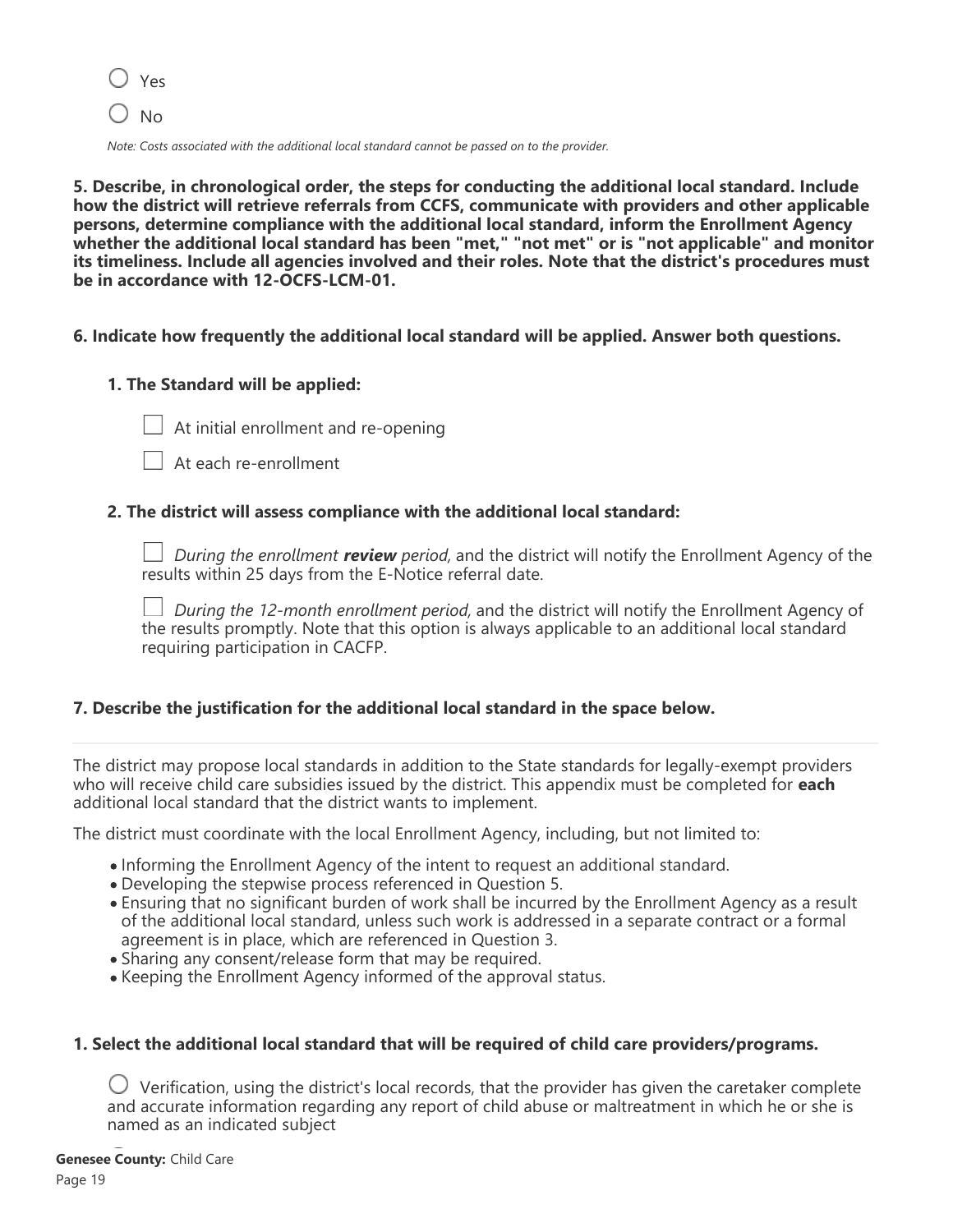○ Yes

○ No

*Note: Costs associated with the additional local standard cannot be passed on to the provider.*

**5. Describe, in chronological order, the steps for conducting the additional local standard. Include how the district will retrieve referrals from CCFS, communicate with providers and other applicable persons, determine compliance with the additional local standard, inform the Enrollment Agency whether the additional local standard has been "met," "not met" or is "not applicable" and monitor its timeliness. Include all agencies involved and their roles. Note that the district's procedures must be in accordance with 12-OCFS-LCM-01.**

**6. Indicate how frequently the additional local standard will be applied. Answer both questions.**

**1. The Standard will be applied:**

☐ At initial enrollment and re-opening

☐ At each re-enrollment

**2. The district will assess compliance with the additional local standard:**

☐ *During the enrollment* ***review*** *period,* and the district will notify the Enrollment Agency of the results within 25 days from the E-Notice referral date.

☐ *During the 12-month enrollment period,* and the district will notify the Enrollment Agency of the results promptly. Note that this option is always applicable to an additional local standard requiring participation in CACFP.

**7. Describe the justification for the additional local standard in the space below.**

---

The district may propose local standards in addition to the State standards for legally-exempt providers who will receive child care subsidies issued by the district. This appendix must be completed for **each** additional local standard that the district wants to implement.

The district must coordinate with the local Enrollment Agency, including, but not limited to:

- Informing the Enrollment Agency of the intent to request an additional standard.
- Developing the stepwise process referenced in Question 5.
- Ensuring that no significant burden of work shall be incurred by the Enrollment Agency as a result of the additional local standard, unless such work is addressed in a separate contract or a formal agreement is in place, which are referenced in Question 3.
- Sharing any consent/release form that may be required.
- Keeping the Enrollment Agency informed of the approval status.

**1. Select the additional local standard that will be required of child care providers/programs.**

○ Verification, using the district's local records, that the provider has given the caretaker complete and accurate information regarding any report of child abuse or maltreatment in which he or she is named as an indicated subject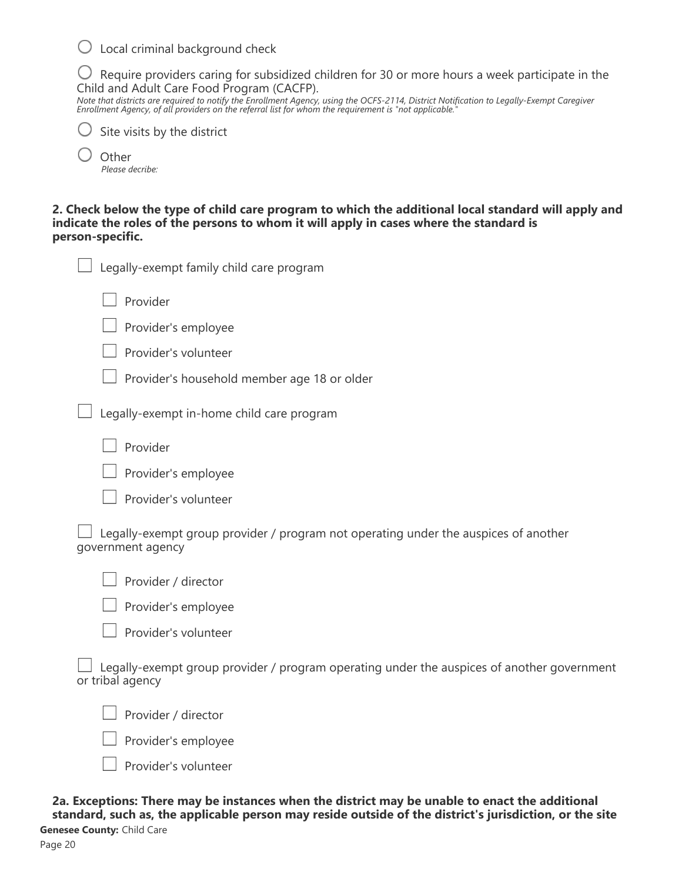○ Local criminal background check

○ Require providers caring for subsidized children for 30 or more hours a week participate in the Child and Adult Care Food Program (CACFP).
*Note that districts are required to notify the Enrollment Agency, using the OCFS-2114, District Notification to Legally-Exempt Caregiver Enrollment Agency, of all providers on the referral list for whom the requirement is "not applicable."*

○ Site visits by the district

○ Other
*Please decribe:*

**2. Check below the type of child care program to which the additional local standard will apply and indicate the roles of the persons to whom it will apply in cases where the standard is person-specific.**

- [ ] Legally-exempt family child care program
  - [ ] Provider
  - [ ] Provider's employee
  - [ ] Provider's volunteer
  - [ ] Provider's household member age 18 or older
- [ ] Legally-exempt in-home child care program
  - [ ] Provider
  - [ ] Provider's employee
  - [ ] Provider's volunteer
- [ ] Legally-exempt group provider / program not operating under the auspices of another government agency
  - [ ] Provider / director
  - [ ] Provider's employee
  - [ ] Provider's volunteer
- [ ] Legally-exempt group provider / program operating under the auspices of another government or tribal agency
  - [ ] Provider / director
  - [ ] Provider's employee
  - [ ] Provider's volunteer

**2a. Exceptions: There may be instances when the district may be unable to enact the additional standard, such as, the applicable person may reside outside of the district's jurisdiction, or the site**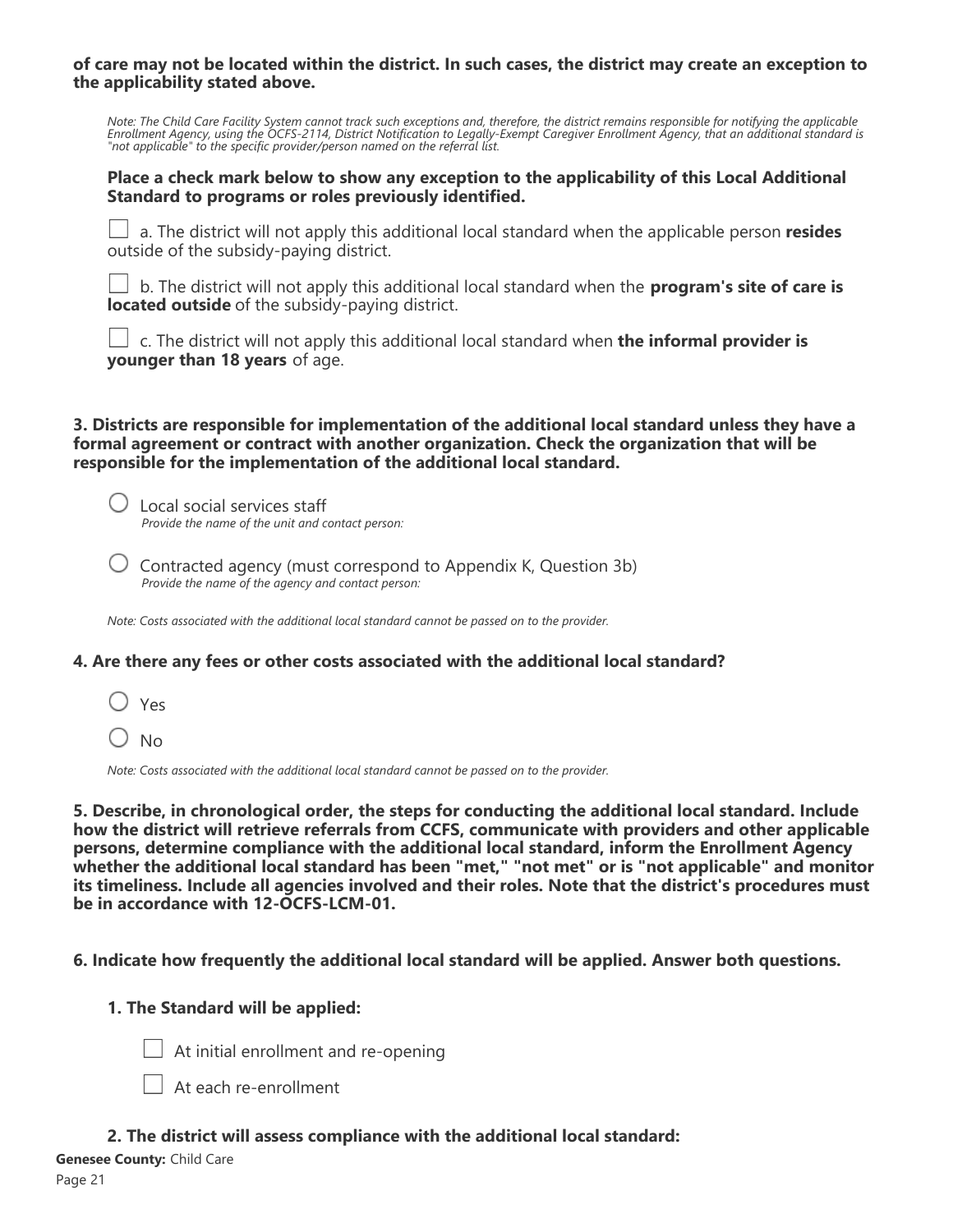**of care may not be located within the district. In such cases, the district may create an exception to the applicability stated above.**

*Note: The Child Care Facility System cannot track such exceptions and, therefore, the district remains responsible for notifying the applicable Enrollment Agency, using the OCFS-2114, District Notification to Legally-Exempt Caregiver Enrollment Agency, that an additional standard is "not applicable" to the specific provider/person named on the referral list.*

**Place a check mark below to show any exception to the applicability of this Local Additional Standard to programs or roles previously identified.**

☐ a. The district will not apply this additional local standard when the applicable person **resides** outside of the subsidy-paying district.

☐ b. The district will not apply this additional local standard when the **program's site of care is located outside** of the subsidy-paying district.

☐ c. The district will not apply this additional local standard when **the informal provider is younger than 18 years** of age.

**3. Districts are responsible for implementation of the additional local standard unless they have a formal agreement or contract with another organization. Check the organization that will be responsible for the implementation of the additional local standard.**

○ Local social services staff
*Provide the name of the unit and contact person:*

○ Contracted agency (must correspond to Appendix K, Question 3b)
*Provide the name of the agency and contact person:*

*Note: Costs associated with the additional local standard cannot be passed on to the provider.*

**4. Are there any fees or other costs associated with the additional local standard?**

○ Yes

○ No

*Note: Costs associated with the additional local standard cannot be passed on to the provider.*

**5. Describe, in chronological order, the steps for conducting the additional local standard. Include how the district will retrieve referrals from CCFS, communicate with providers and other applicable persons, determine compliance with the additional local standard, inform the Enrollment Agency whether the additional local standard has been "met," "not met" or is "not applicable" and monitor its timeliness. Include all agencies involved and their roles. Note that the district's procedures must be in accordance with 12-OCFS-LCM-01.**

**6. Indicate how frequently the additional local standard will be applied. Answer both questions.**

**1. The Standard will be applied:**

☐ At initial enrollment and re-opening

☐ At each re-enrollment

**2. The district will assess compliance with the additional local standard:**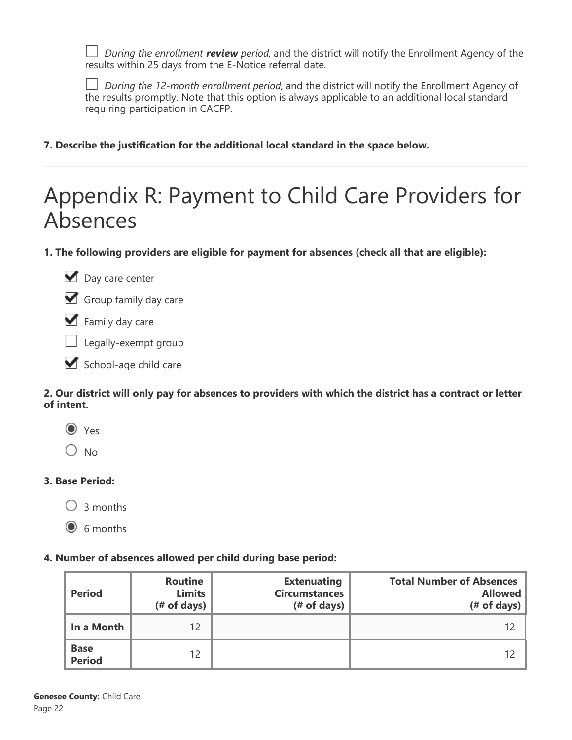☐ *During the enrollment **review** period,* and the district will notify the Enrollment Agency of the results within 25 days from the E-Notice referral date.

☐ *During the 12-month enrollment period,* and the district will notify the Enrollment Agency of the results promptly. Note that this option is always applicable to an additional local standard requiring participation in CACFP.

**7. Describe the justification for the additional local standard in the space below.**

---

# Appendix R: Payment to Child Care Providers for Absences

**1. The following providers are eligible for payment for absences (check all that are eligible):**

- ☑ Day care center
- ☑ Group family day care
- ☑ Family day care
- ☐ Legally-exempt group
- ☑ School-age child care

**2. Our district will only pay for absences to providers with which the district has a contract or letter of intent.**

- ◉ Yes
- ○ No

**3. Base Period:**

- ○ 3 months
- ◉ 6 months

**4. Number of absences allowed per child during base period:**

| Period | Routine Limits (# of days) | Extenuating Circumstances (# of days) | Total Number of Absences Allowed (# of days) |
|---|---|---|---|
| **In a Month** | 12 | | 12 |
| **Base Period** | 12 | | 12 |

**Genesee County:** Child Care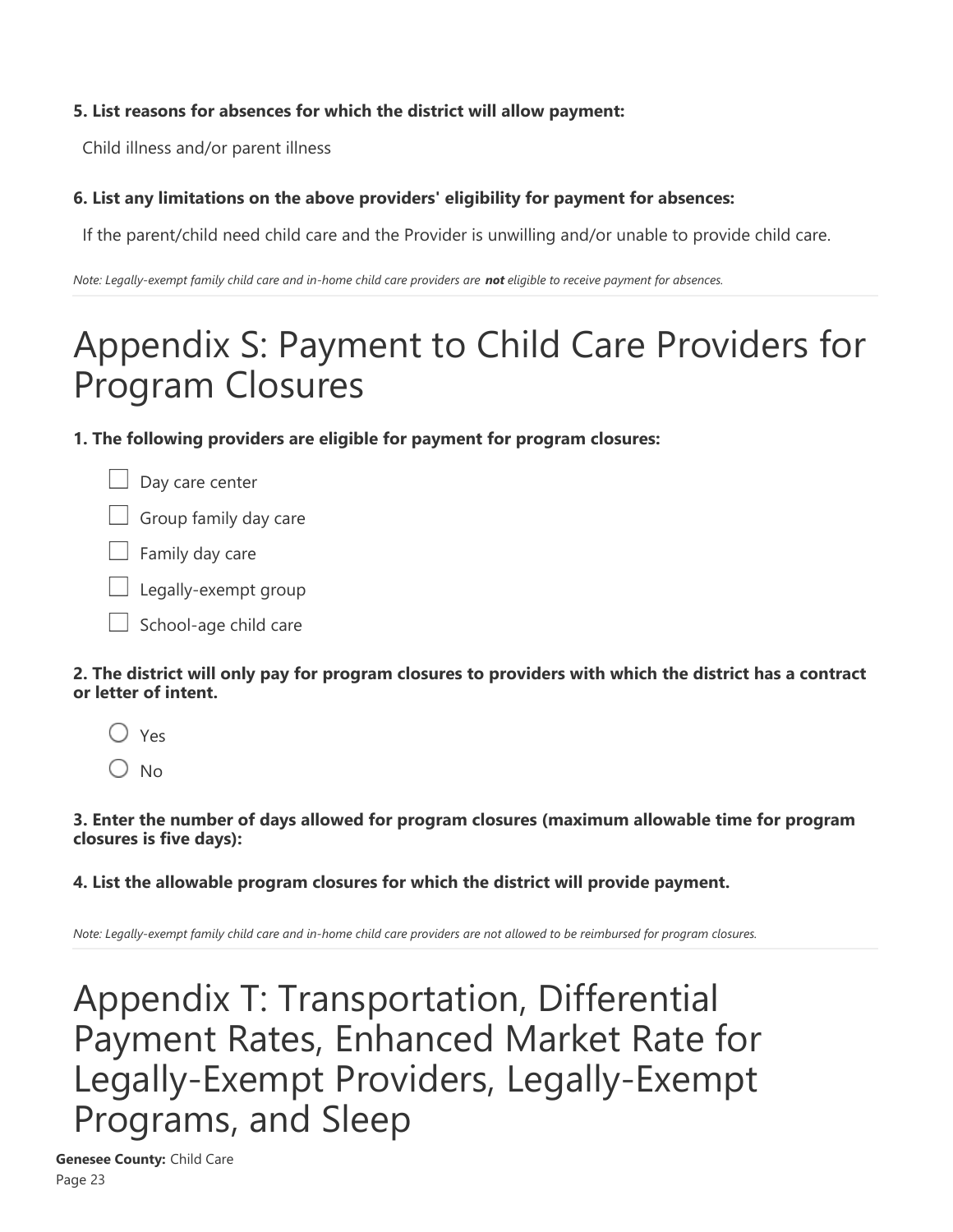**5. List reasons for absences for which the district will allow payment:**

Child illness and/or parent illness

**6. List any limitations on the above providers' eligibility for payment for absences:**

If the parent/child need child care and the Provider is unwilling and/or unable to provide child care.

*Note: Legally-exempt family child care and in-home child care providers are **not** eligible to receive payment for absences.*

# Appendix S: Payment to Child Care Providers for Program Closures

**1. The following providers are eligible for payment for program closures:**

- ☐ Day care center
- ☐ Group family day care
- ☐ Family day care
- ☐ Legally-exempt group
- ☐ School-age child care

**2. The district will only pay for program closures to providers with which the district has a contract or letter of intent.**

- ○ Yes
- ○ No

**3. Enter the number of days allowed for program closures (maximum allowable time for program closures is five days):**

**4. List the allowable program closures for which the district will provide payment.**

*Note: Legally-exempt family child care and in-home child care providers are not allowed to be reimbursed for program closures.*

# Appendix T: Transportation, Differential Payment Rates, Enhanced Market Rate for Legally-Exempt Providers, Legally-Exempt Programs, and Sleep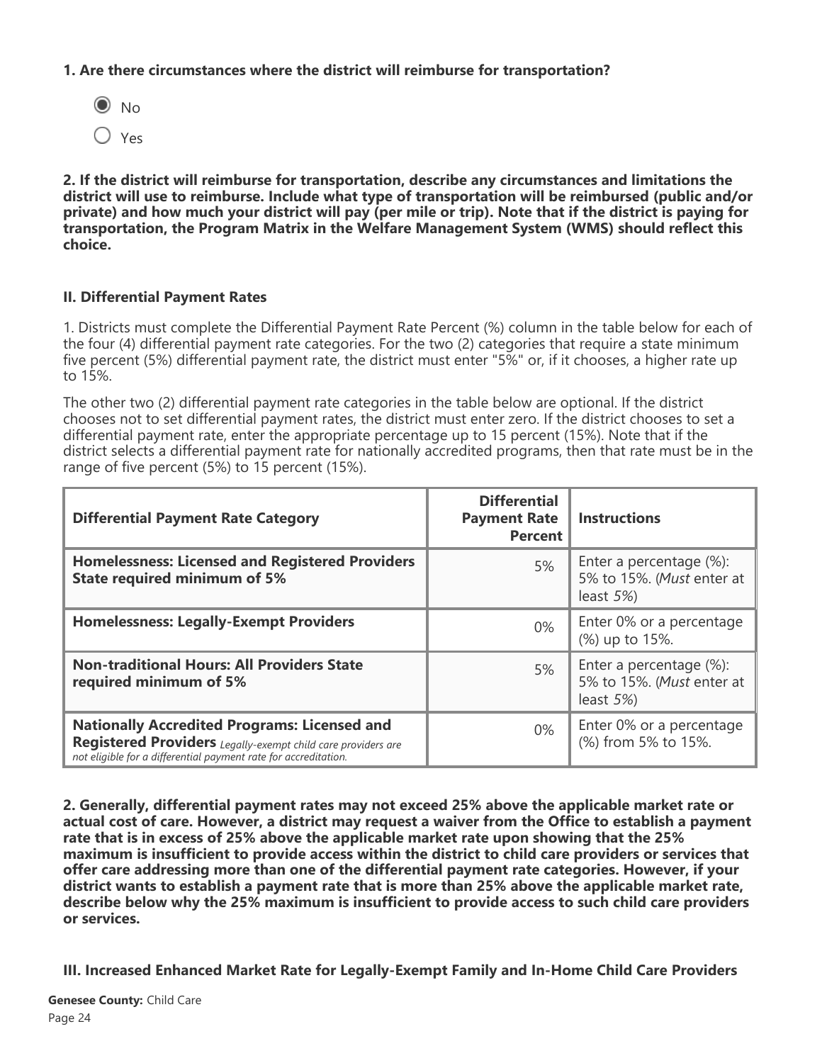**1. Are there circumstances where the district will reimburse for transportation?**

◉ No

○ Yes

**2. If the district will reimburse for transportation, describe any circumstances and limitations the district will use to reimburse. Include what type of transportation will be reimbursed (public and/or private) and how much your district will pay (per mile or trip). Note that if the district is paying for transportation, the Program Matrix in the Welfare Management System (WMS) should reflect this choice.**

### II. Differential Payment Rates

1. Districts must complete the Differential Payment Rate Percent (%) column in the table below for each of the four (4) differential payment rate categories. For the two (2) categories that require a state minimum five percent (5%) differential payment rate, the district must enter "5%" or, if it chooses, a higher rate up to 15%.

The other two (2) differential payment rate categories in the table below are optional. If the district chooses not to set differential payment rates, the district must enter zero. If the district chooses to set a differential payment rate, enter the appropriate percentage up to 15 percent (15%). Note that if the district selects a differential payment rate for nationally accredited programs, then that rate must be in the range of five percent (5%) to 15 percent (15%).

| Differential Payment Rate Category | Differential Payment Rate Percent | Instructions |
|---|---|---|
| **Homelessness: Licensed and Registered Providers State required minimum of 5%** | 5% | Enter a percentage (%): 5% to 15%. (*Must* enter at least *5%*) |
| **Homelessness: Legally-Exempt Providers** | 0% | Enter 0% or a percentage (%) up to 15%. |
| **Non-traditional Hours: All Providers State required minimum of 5%** | 5% | Enter a percentage (%): 5% to 15%. (*Must* enter at least *5%*) |
| **Nationally Accredited Programs: Licensed and Registered Providers** *Legally-exempt child care providers are not eligible for a differential payment rate for accreditation.* | 0% | Enter 0% or a percentage (%) from 5% to 15%. |

**2. Generally, differential payment rates may not exceed 25% above the applicable market rate or actual cost of care. However, a district may request a waiver from the Office to establish a payment rate that is in excess of 25% above the applicable market rate upon showing that the 25% maximum is insufficient to provide access within the district to child care providers or services that offer care addressing more than one of the differential payment rate categories. However, if your district wants to establish a payment rate that is more than 25% above the applicable market rate, describe below why the 25% maximum is insufficient to provide access to such child care providers or services.**

### III. Increased Enhanced Market Rate for Legally-Exempt Family and In-Home Child Care Providers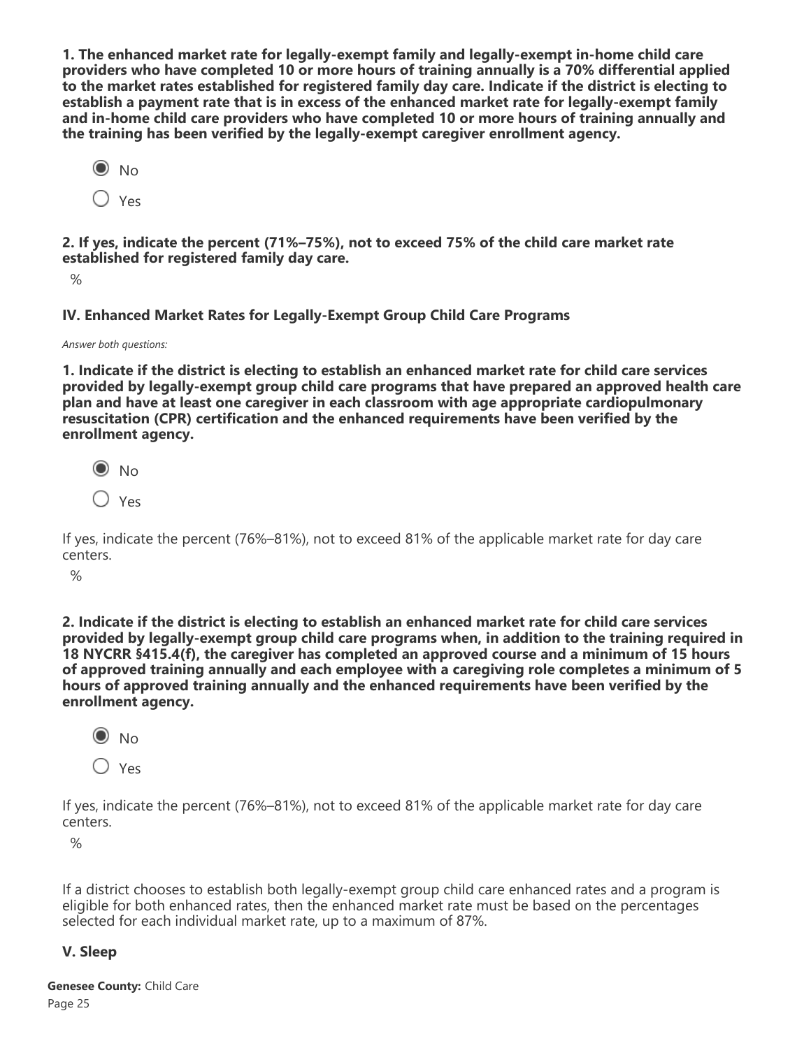**1. The enhanced market rate for legally-exempt family and legally-exempt in-home child care providers who have completed 10 or more hours of training annually is a 70% differential applied to the market rates established for registered family day care. Indicate if the district is electing to establish a payment rate that is in excess of the enhanced market rate for legally-exempt family and in-home child care providers who have completed 10 or more hours of training annually and the training has been verified by the legally-exempt caregiver enrollment agency.**

- ◉ No
- ○ Yes

**2. If yes, indicate the percent (71%–75%), not to exceed 75% of the child care market rate established for registered family day care.**

%

### IV. Enhanced Market Rates for Legally-Exempt Group Child Care Programs

*Answer both questions:*

**1. Indicate if the district is electing to establish an enhanced market rate for child care services provided by legally-exempt group child care programs that have prepared an approved health care plan and have at least one caregiver in each classroom with age appropriate cardiopulmonary resuscitation (CPR) certification and the enhanced requirements have been verified by the enrollment agency.**

- ◉ No
- ○ Yes

If yes, indicate the percent (76%–81%), not to exceed 81% of the applicable market rate for day care centers.

%

**2. Indicate if the district is electing to establish an enhanced market rate for child care services provided by legally-exempt group child care programs when, in addition to the training required in 18 NYCRR §415.4(f), the caregiver has completed an approved course and a minimum of 15 hours of approved training annually and each employee with a caregiving role completes a minimum of 5 hours of approved training annually and the enhanced requirements have been verified by the enrollment agency.**

- ◉ No
- ○ Yes

If yes, indicate the percent (76%–81%), not to exceed 81% of the applicable market rate for day care centers.

%

If a district chooses to establish both legally-exempt group child care enhanced rates and a program is eligible for both enhanced rates, then the enhanced market rate must be based on the percentages selected for each individual market rate, up to a maximum of 87%.

### V. Sleep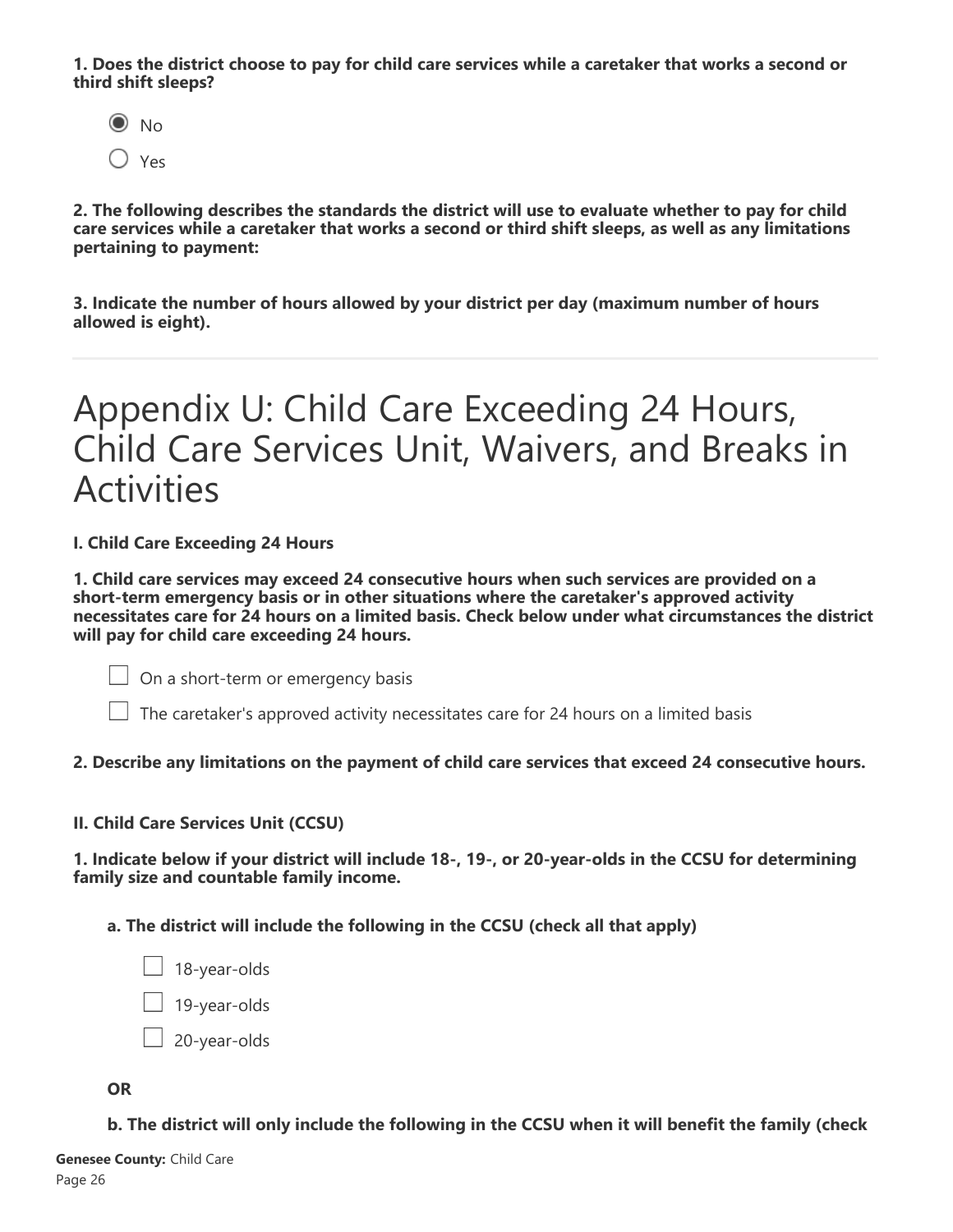**1. Does the district choose to pay for child care services while a caretaker that works a second or third shift sleeps?**

- (●) No
- ( ) Yes

**2. The following describes the standards the district will use to evaluate whether to pay for child care services while a caretaker that works a second or third shift sleeps, as well as any limitations pertaining to payment:**

**3. Indicate the number of hours allowed by your district per day (maximum number of hours allowed is eight).**

---

# Appendix U: Child Care Exceeding 24 Hours, Child Care Services Unit, Waivers, and Breaks in Activities

**I. Child Care Exceeding 24 Hours**

**1. Child care services may exceed 24 consecutive hours when such services are provided on a short-term emergency basis or in other situations where the caretaker's approved activity necessitates care for 24 hours on a limited basis. Check below under what circumstances the district will pay for child care exceeding 24 hours.**

- [ ] On a short-term or emergency basis
- [ ] The caretaker's approved activity necessitates care for 24 hours on a limited basis

**2. Describe any limitations on the payment of child care services that exceed 24 consecutive hours.**

**II. Child Care Services Unit (CCSU)**

**1. Indicate below if your district will include 18-, 19-, or 20-year-olds in the CCSU for determining family size and countable family income.**

**a. The district will include the following in the CCSU (check all that apply)**

- [ ] 18-year-olds
- [ ] 19-year-olds
- [ ] 20-year-olds

**OR**

**b. The district will only include the following in the CCSU when it will benefit the family (check**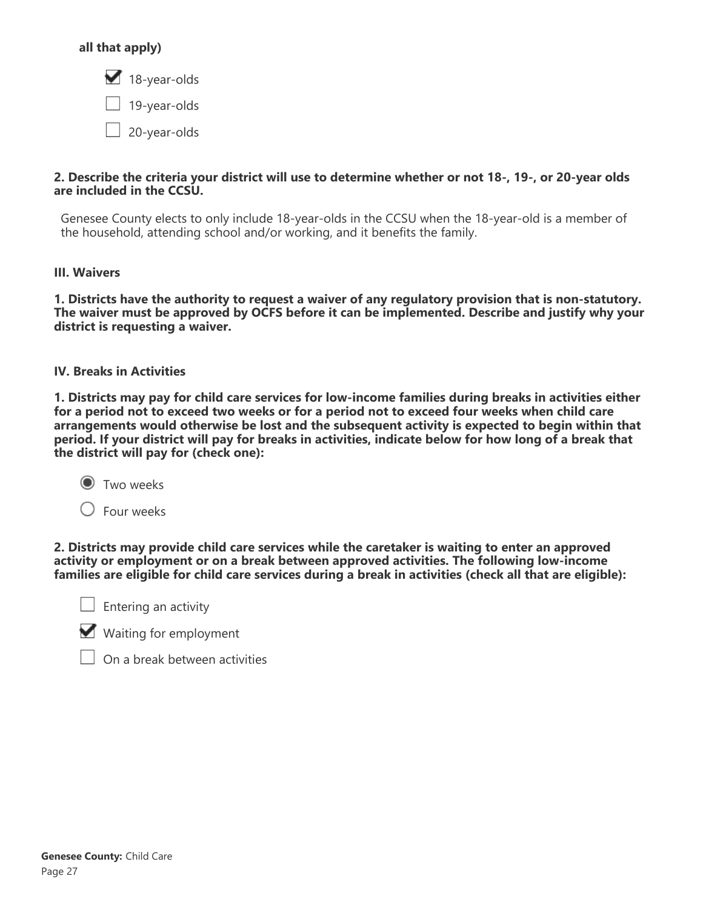**all that apply)**

- [x] 18-year-olds
- [ ] 19-year-olds
- [ ] 20-year-olds

**2. Describe the criteria your district will use to determine whether or not 18-, 19-, or 20-year olds are included in the CCSU.**

Genesee County elects to only include 18-year-olds in the CCSU when the 18-year-old is a member of the household, attending school and/or working, and it benefits the family.

**III. Waivers**

**1. Districts have the authority to request a waiver of any regulatory provision that is non-statutory. The waiver must be approved by OCFS before it can be implemented. Describe and justify why your district is requesting a waiver.**

**IV. Breaks in Activities**

**1. Districts may pay for child care services for low-income families during breaks in activities either for a period not to exceed two weeks or for a period not to exceed four weeks when child care arrangements would otherwise be lost and the subsequent activity is expected to begin within that period. If your district will pay for breaks in activities, indicate below for how long of a break that the district will pay for (check one):**

- (●) Two weeks
- ( ) Four weeks

**2. Districts may provide child care services while the caretaker is waiting to enter an approved activity or employment or on a break between approved activities. The following low-income families are eligible for child care services during a break in activities (check all that are eligible):**

- [ ] Entering an activity
- [x] Waiting for employment
- [ ] On a break between activities